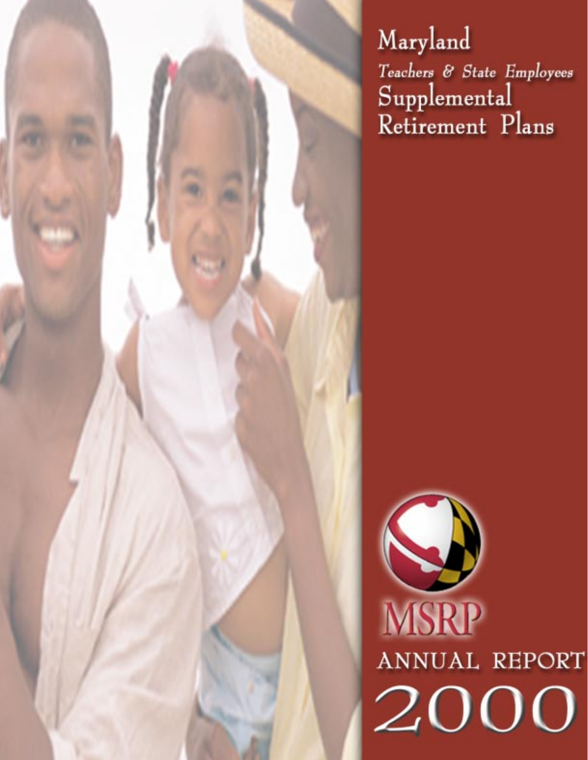# Maryland

*Teachers & State Employees*

# Supplemental Retirement Plans

MSRP

ANNUAL REPORT

2000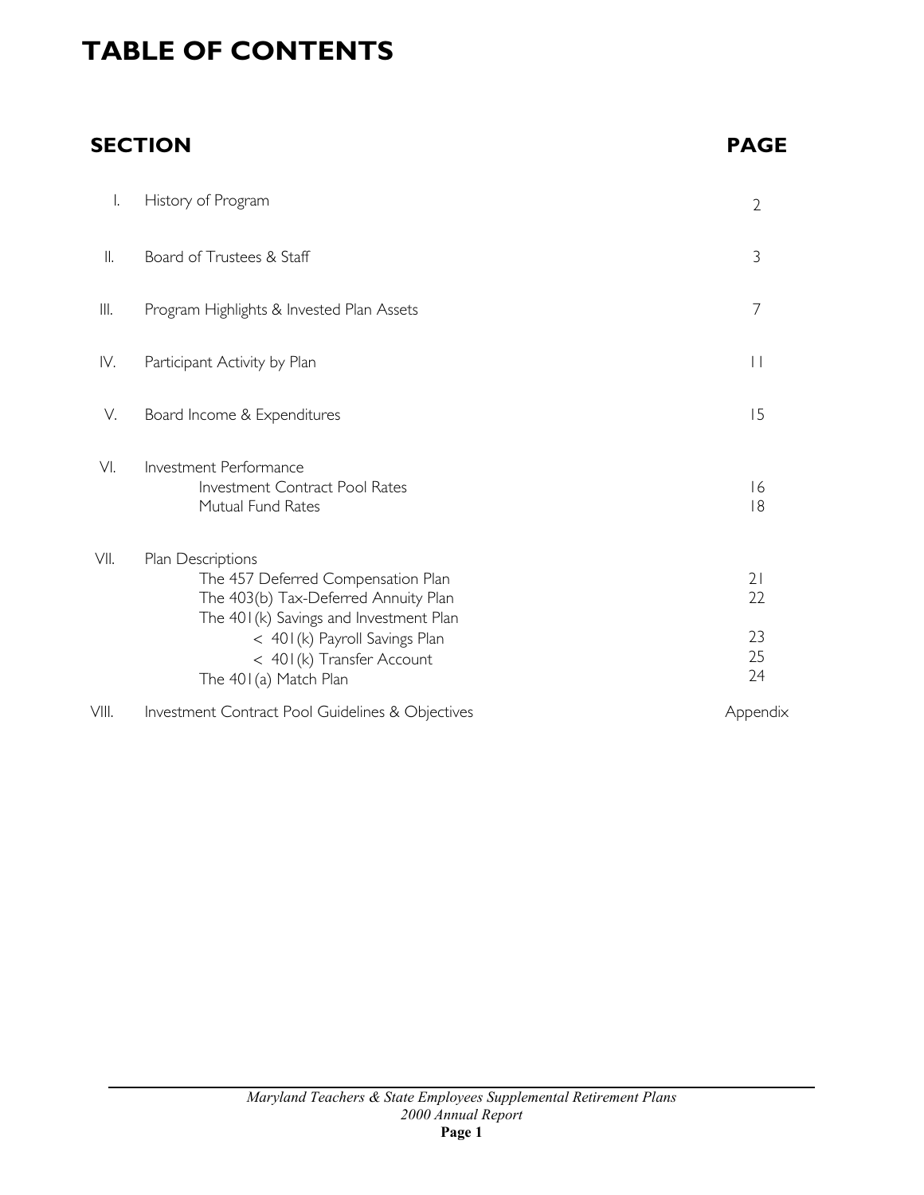# TABLE OF CONTENTS

| SECTION | | PAGE |
|---|---|---|
| I. | History of Program | 2 |
| II. | Board of Trustees & Staff | 3 |
| III. | Program Highlights & Invested Plan Assets | 7 |
| IV. | Participant Activity by Plan | 11 |
| V. | Board Income & Expenditures | 15 |
| VI. | Investment Performance | |
| | Investment Contract Pool Rates | 16 |
| | Mutual Fund Rates | 18 |
| VII. | Plan Descriptions | |
| | The 457 Deferred Compensation Plan | 21 |
| | The 403(b) Tax-Deferred Annuity Plan | 22 |
| | The 401(k) Savings and Investment Plan | |
| | < 401(k) Payroll Savings Plan | 23 |
| | < 401(k) Transfer Account | 25 |
| | The 401(a) Match Plan | 24 |
| VIII. | Investment Contract Pool Guidelines & Objectives | Appendix |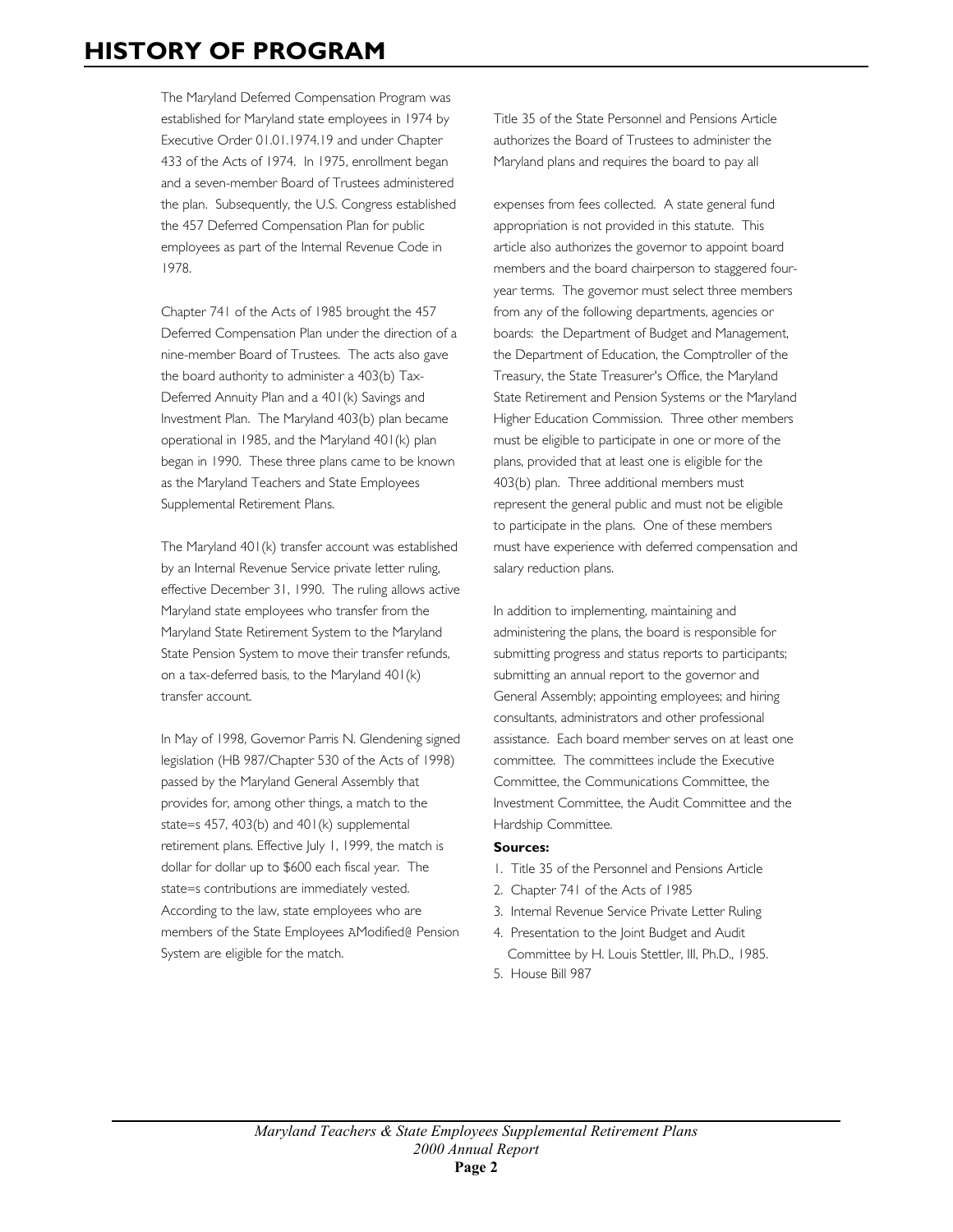# HISTORY OF PROGRAM

The Maryland Deferred Compensation Program was established for Maryland state employees in 1974 by Executive Order 01.01.1974.19 and under Chapter 433 of the Acts of 1974. In 1975, enrollment began and a seven-member Board of Trustees administered the plan. Subsequently, the U.S. Congress established the 457 Deferred Compensation Plan for public employees as part of the Internal Revenue Code in 1978.

Chapter 741 of the Acts of 1985 brought the 457 Deferred Compensation Plan under the direction of a nine-member Board of Trustees. The acts also gave the board authority to administer a 403(b) Tax-Deferred Annuity Plan and a 401(k) Savings and Investment Plan. The Maryland 403(b) plan became operational in 1985, and the Maryland 401(k) plan began in 1990. These three plans came to be known as the Maryland Teachers and State Employees Supplemental Retirement Plans.

The Maryland 401(k) transfer account was established by an Internal Revenue Service private letter ruling, effective December 31, 1990. The ruling allows active Maryland state employees who transfer from the Maryland State Retirement System to the Maryland State Pension System to move their transfer refunds, on a tax-deferred basis, to the Maryland 401(k) transfer account.

In May of 1998, Governor Parris N. Glendening signed legislation (HB 987/Chapter 530 of the Acts of 1998) passed by the Maryland General Assembly that provides for, among other things, a match to the state=s 457, 403(b) and 401(k) supplemental retirement plans. Effective July 1, 1999, the match is dollar for dollar up to $600 each fiscal year. The state=s contributions are immediately vested. According to the law, state employees who are members of the State Employees AModified@ Pension System are eligible for the match.

Title 35 of the State Personnel and Pensions Article authorizes the Board of Trustees to administer the Maryland plans and requires the board to pay all expenses from fees collected. A state general fund appropriation is not provided in this statute. This article also authorizes the governor to appoint board members and the board chairperson to staggered four-year terms. The governor must select three members from any of the following departments, agencies or boards: the Department of Budget and Management, the Department of Education, the Comptroller of the Treasury, the State Treasurer's Office, the Maryland State Retirement and Pension Systems or the Maryland Higher Education Commission. Three other members must be eligible to participate in one or more of the plans, provided that at least one is eligible for the 403(b) plan. Three additional members must represent the general public and must not be eligible to participate in the plans. One of these members must have experience with deferred compensation and salary reduction plans.

In addition to implementing, maintaining and administering the plans, the board is responsible for submitting progress and status reports to participants; submitting an annual report to the governor and General Assembly; appointing employees; and hiring consultants, administrators and other professional assistance. Each board member serves on at least one committee. The committees include the Executive Committee, the Communications Committee, the Investment Committee, the Audit Committee and the Hardship Committee.

**Sources:**

1. Title 35 of the Personnel and Pensions Article
2. Chapter 741 of the Acts of 1985
3. Internal Revenue Service Private Letter Ruling
4. Presentation to the Joint Budget and Audit Committee by H. Louis Stettler, III, Ph.D., 1985.
5. House Bill 987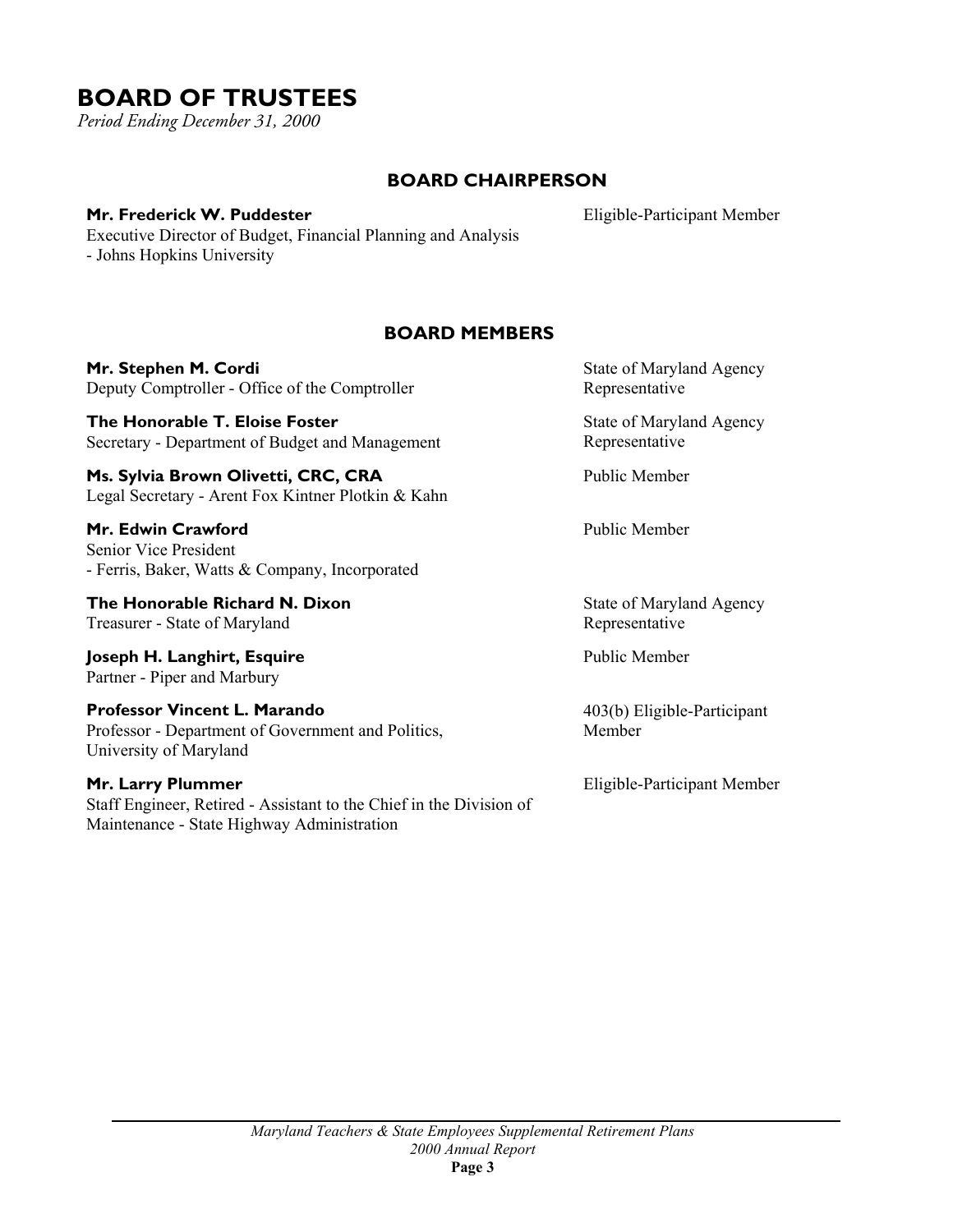# BOARD OF TRUSTEES

*Period Ending December 31, 2000*

## BOARD CHAIRPERSON

**Mr. Frederick W. Puddester**
Executive Director of Budget, Financial Planning and Analysis
- Johns Hopkins University

Eligible-Participant Member

## BOARD MEMBERS

**Mr. Stephen M. Cordi**
Deputy Comptroller - Office of the Comptroller

State of Maryland Agency Representative

**The Honorable T. Eloise Foster**
Secretary - Department of Budget and Management

State of Maryland Agency Representative

**Ms. Sylvia Brown Olivetti, CRC, CRA**
Legal Secretary - Arent Fox Kintner Plotkin & Kahn

Public Member

**Mr. Edwin Crawford**
Senior Vice President
- Ferris, Baker, Watts & Company, Incorporated

Public Member

**The Honorable Richard N. Dixon**
Treasurer - State of Maryland

State of Maryland Agency Representative

**Joseph H. Langhirt, Esquire**
Partner - Piper and Marbury

Public Member

**Professor Vincent L. Marando**
Professor - Department of Government and Politics, University of Maryland

403(b) Eligible-Participant Member

**Mr. Larry Plummer**
Staff Engineer, Retired - Assistant to the Chief in the Division of Maintenance - State Highway Administration

Eligible-Participant Member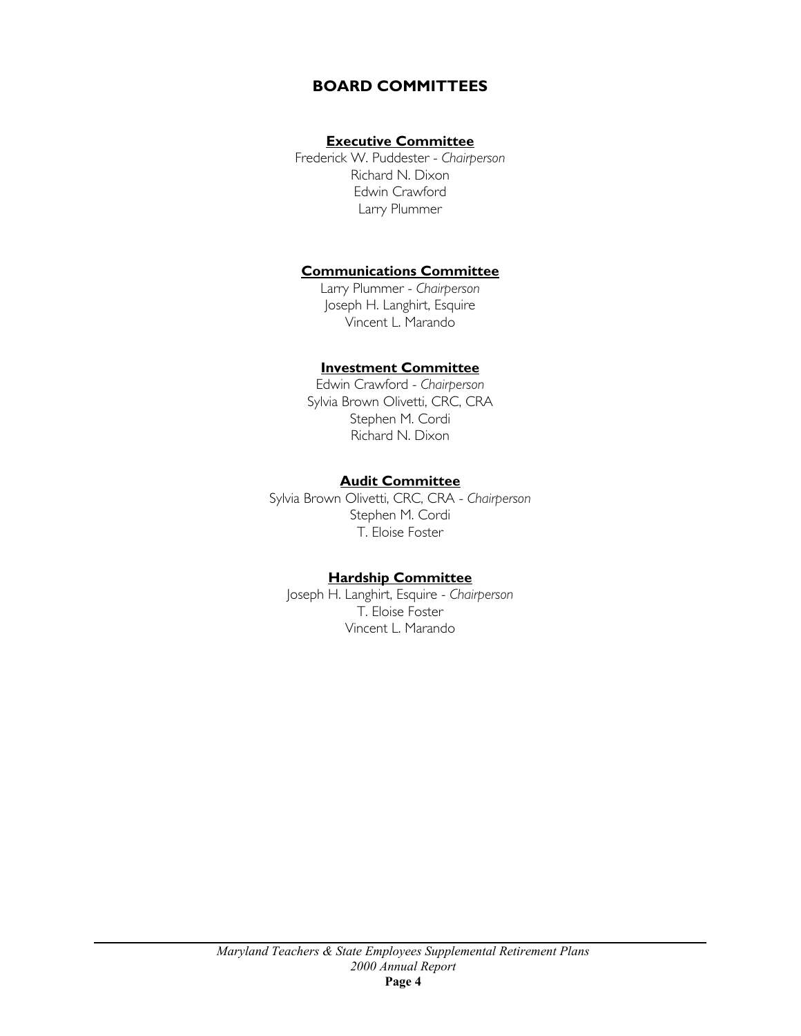# BOARD COMMITTEES

## Executive Committee

Frederick W. Puddester - *Chairperson*
Richard N. Dixon
Edwin Crawford
Larry Plummer

## Communications Committee

Larry Plummer - *Chairperson*
Joseph H. Langhirt, Esquire
Vincent L. Marando

## Investment Committee

Edwin Crawford - *Chairperson*
Sylvia Brown Olivetti, CRC, CRA
Stephen M. Cordi
Richard N. Dixon

## Audit Committee

Sylvia Brown Olivetti, CRC, CRA - *Chairperson*
Stephen M. Cordi
T. Eloise Foster

## Hardship Committee

Joseph H. Langhirt, Esquire - *Chairperson*
T. Eloise Foster
Vincent L. Marando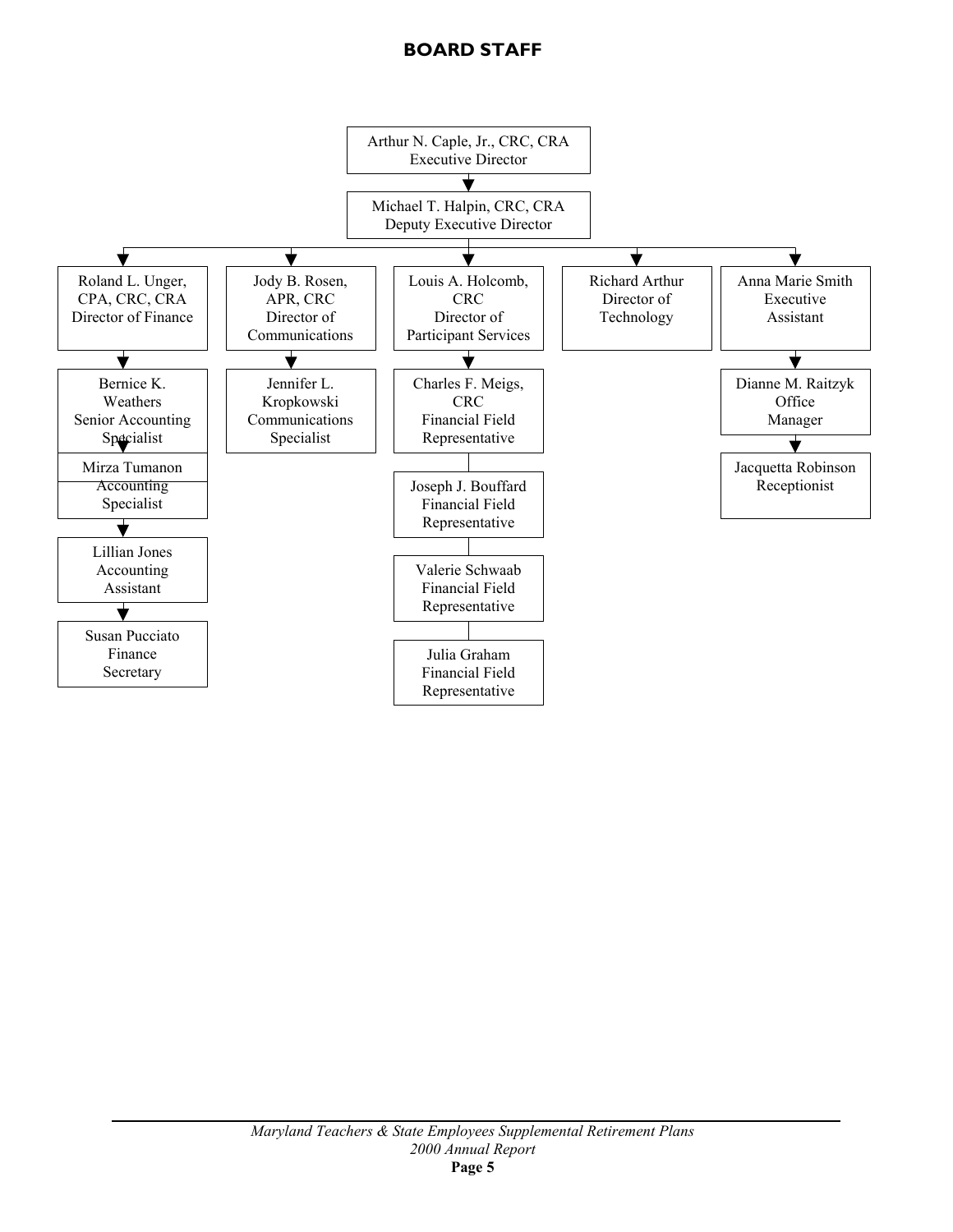# BOARD STAFF

- **Arthur N. Caple, Jr., CRC, CRA** — Executive Director
  - **Michael T. Halpin, CRC, CRA** — Deputy Executive Director
    - **Roland L. Unger, CPA, CRC, CRA** — Director of Finance
      - Bernice K. Weathers — Senior Accounting Specialist
        - Mirza Tumanon — Accounting Specialist
          - Lillian Jones — Accounting Assistant
            - Susan Pucciato — Finance Secretary
    - **Jody B. Rosen, APR, CRC** — Director of Communications
      - Jennifer L. Kropkowski — Communications Specialist
    - **Louis A. Holcomb, CRC** — Director of Participant Services
      - Charles F. Meigs, CRC — Financial Field Representative
      - Joseph J. Bouffard — Financial Field Representative
      - Valerie Schwaab — Financial Field Representative
      - Julia Graham — Financial Field Representative
    - **Richard Arthur** — Director of Technology
    - **Anna Marie Smith** — Executive Assistant
      - Dianne M. Raitzyk — Office Manager
        - Jacquetta Robinson — Receptionist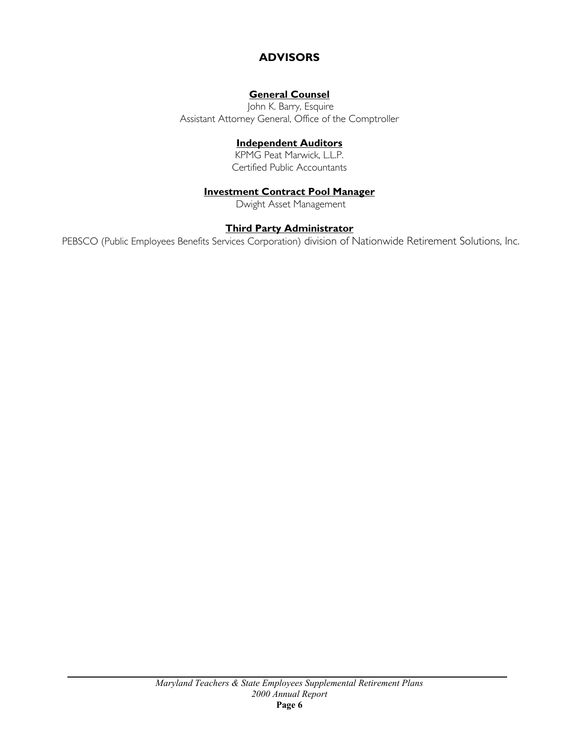# ADVISORS

**General Counsel**

John K. Barry, Esquire
Assistant Attorney General, Office of the Comptroller

**Independent Auditors**

KPMG Peat Marwick, L.L.P.
Certified Public Accountants

**Investment Contract Pool Manager**

Dwight Asset Management

**Third Party Administrator**

PEBSCO (Public Employees Benefits Services Corporation) division of Nationwide Retirement Solutions, Inc.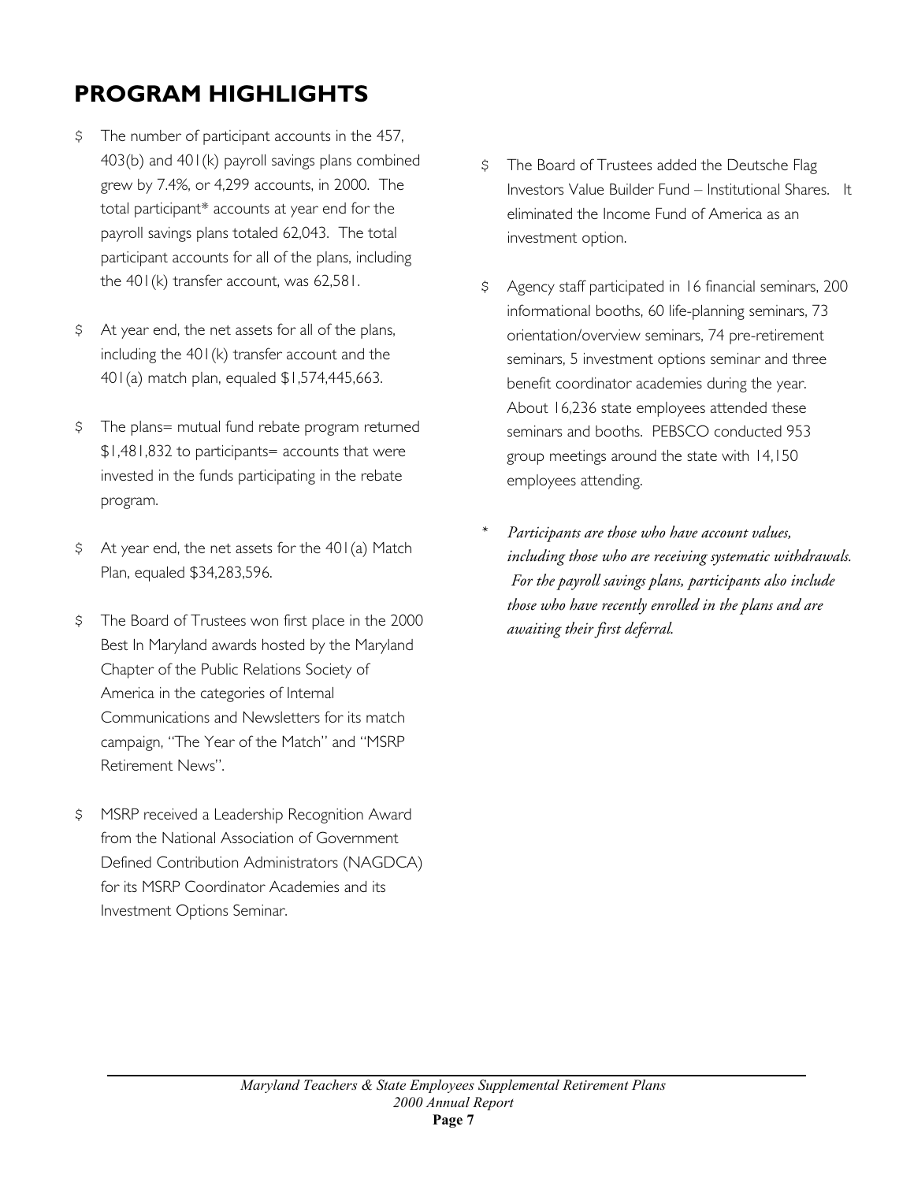## PROGRAM HIGHLIGHTS

- The number of participant accounts in the 457, 403(b) and 401(k) payroll savings plans combined grew by 7.4%, or 4,299 accounts, in 2000. The total participant* accounts at year end for the payroll savings plans totaled 62,043. The total participant accounts for all of the plans, including the 401(k) transfer account, was 62,581.

- At year end, the net assets for all of the plans, including the 401(k) transfer account and the 401(a) match plan, equaled $1,574,445,663.

- The plans= mutual fund rebate program returned $1,481,832 to participants= accounts that were invested in the funds participating in the rebate program.

- At year end, the net assets for the 401(a) Match Plan, equaled $34,283,596.

- The Board of Trustees won first place in the 2000 Best In Maryland awards hosted by the Maryland Chapter of the Public Relations Society of America in the categories of Internal Communications and Newsletters for its match campaign, "The Year of the Match" and "MSRP Retirement News".

- MSRP received a Leadership Recognition Award from the National Association of Government Defined Contribution Administrators (NAGDCA) for its MSRP Coordinator Academies and its Investment Options Seminar.

- The Board of Trustees added the Deutsche Flag Investors Value Builder Fund – Institutional Shares. It eliminated the Income Fund of America as an investment option.

- Agency staff participated in 16 financial seminars, 200 informational booths, 60 life-planning seminars, 73 orientation/overview seminars, 74 pre-retirement seminars, 5 investment options seminar and three benefit coordinator academies during the year. About 16,236 state employees attended these seminars and booths. PEBSCO conducted 953 group meetings around the state with 14,150 employees attending.

\* *Participants are those who have account values, including those who are receiving systematic withdrawals. For the payroll savings plans, participants also include those who have recently enrolled in the plans and are awaiting their first deferral.*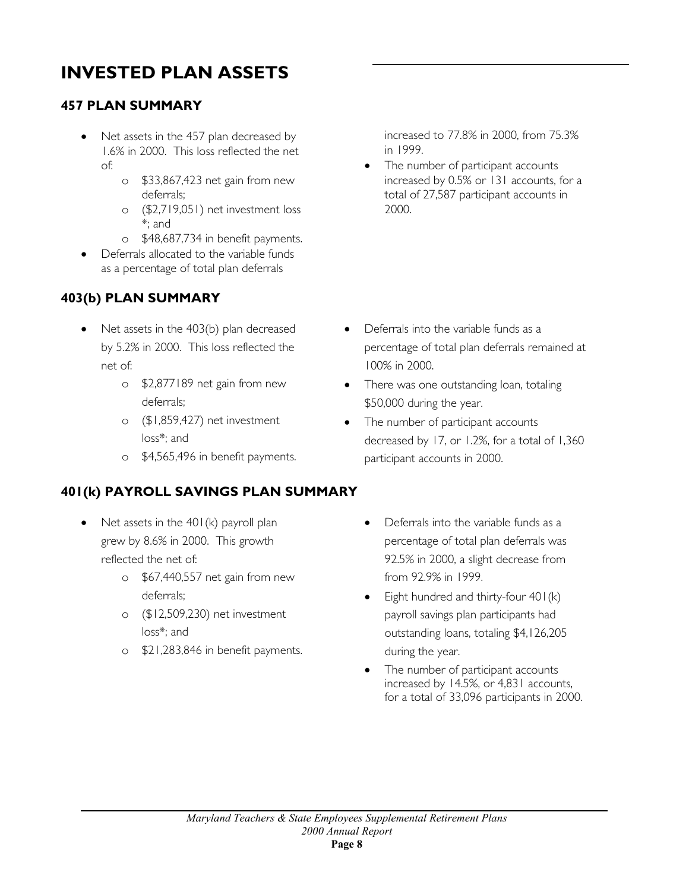# INVESTED PLAN ASSETS

## 457 PLAN SUMMARY

- Net assets in the 457 plan decreased by 1.6% in 2000. This loss reflected the net of:
  - $33,867,423 net gain from new deferrals;
  - ($2,719,051) net investment loss *; and
  - $48,687,734 in benefit payments.
- Deferrals allocated to the variable funds as a percentage of total plan deferrals increased to 77.8% in 2000, from 75.3% in 1999.
- The number of participant accounts increased by 0.5% or 131 accounts, for a total of 27,587 participant accounts in 2000.

## 403(b) PLAN SUMMARY

- Net assets in the 403(b) plan decreased by 5.2% in 2000. This loss reflected the net of:
  - $2,877189 net gain from new deferrals;
  - ($1,859,427) net investment loss*; and
  - $4,565,496 in benefit payments.
- Deferrals into the variable funds as a percentage of total plan deferrals remained at 100% in 2000.
- There was one outstanding loan, totaling $50,000 during the year.
- The number of participant accounts decreased by 17, or 1.2%, for a total of 1,360 participant accounts in 2000.

## 401(k) PAYROLL SAVINGS PLAN SUMMARY

- Net assets in the 401(k) payroll plan grew by 8.6% in 2000. This growth reflected the net of:
  - $67,440,557 net gain from new deferrals;
  - ($12,509,230) net investment loss*; and
  - $21,283,846 in benefit payments.
- Deferrals into the variable funds as a percentage of total plan deferrals was 92.5% in 2000, a slight decrease from from 92.9% in 1999.
- Eight hundred and thirty-four 401(k) payroll savings plan participants had outstanding loans, totaling $4,126,205 during the year.
- The number of participant accounts increased by 14.5%, or 4,831 accounts, for a total of 33,096 participants in 2000.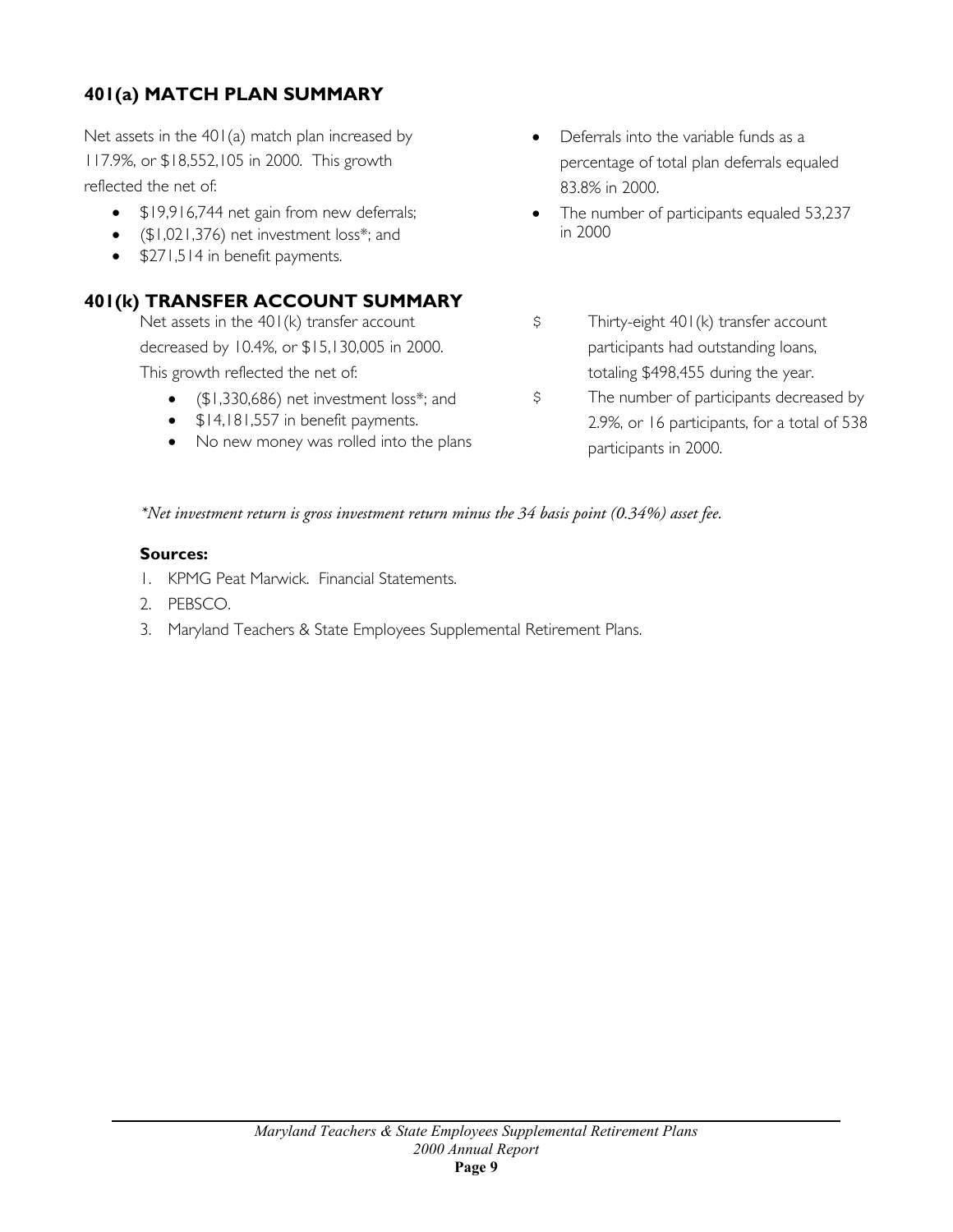## 401(a) MATCH PLAN SUMMARY

Net assets in the 401(a) match plan increased by 117.9%, or $18,552,105 in 2000. This growth reflected the net of:

- $19,916,744 net gain from new deferrals;
- ($1,021,376) net investment loss*; and
- $271,514 in benefit payments.

- Deferrals into the variable funds as a percentage of total plan deferrals equaled 83.8% in 2000.
- The number of participants equaled 53,237 in 2000

## 401(k) TRANSFER ACCOUNT SUMMARY

Net assets in the 401(k) transfer account decreased by 10.4%, or $15,130,005 in 2000. This growth reflected the net of:

- ($1,330,686) net investment loss*; and
- $14,181,557 in benefit payments.
- No new money was rolled into the plans

- Thirty-eight 401(k) transfer account participants had outstanding loans, totaling $498,455 during the year.
- The number of participants decreased by 2.9%, or 16 participants, for a total of 538 participants in 2000.

*\*Net investment return is gross investment return minus the 34 basis point (0.34%) asset fee.*

**Sources:**

1. KPMG Peat Marwick. Financial Statements.
2. PEBSCO.
3. Maryland Teachers & State Employees Supplemental Retirement Plans.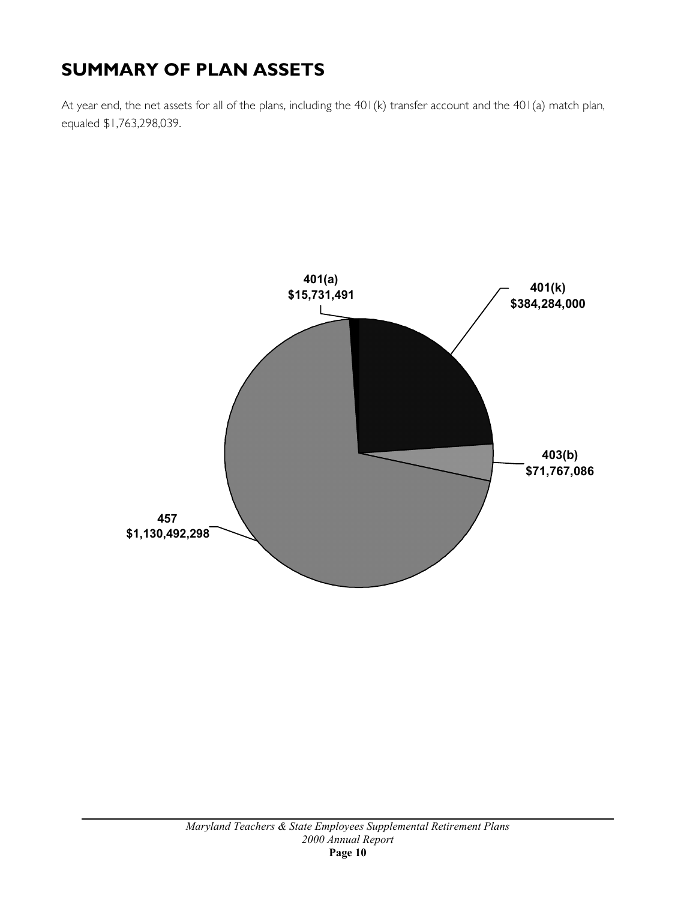# SUMMARY OF PLAN ASSETS

At year end, the net assets for all of the plans, including the 401(k) transfer account and the 401(a) match plan, equaled $1,763,298,039.

401(a)
$15,731,491

401(k)
$384,284,000

403(b)
$71,767,086

457
$1,130,492,298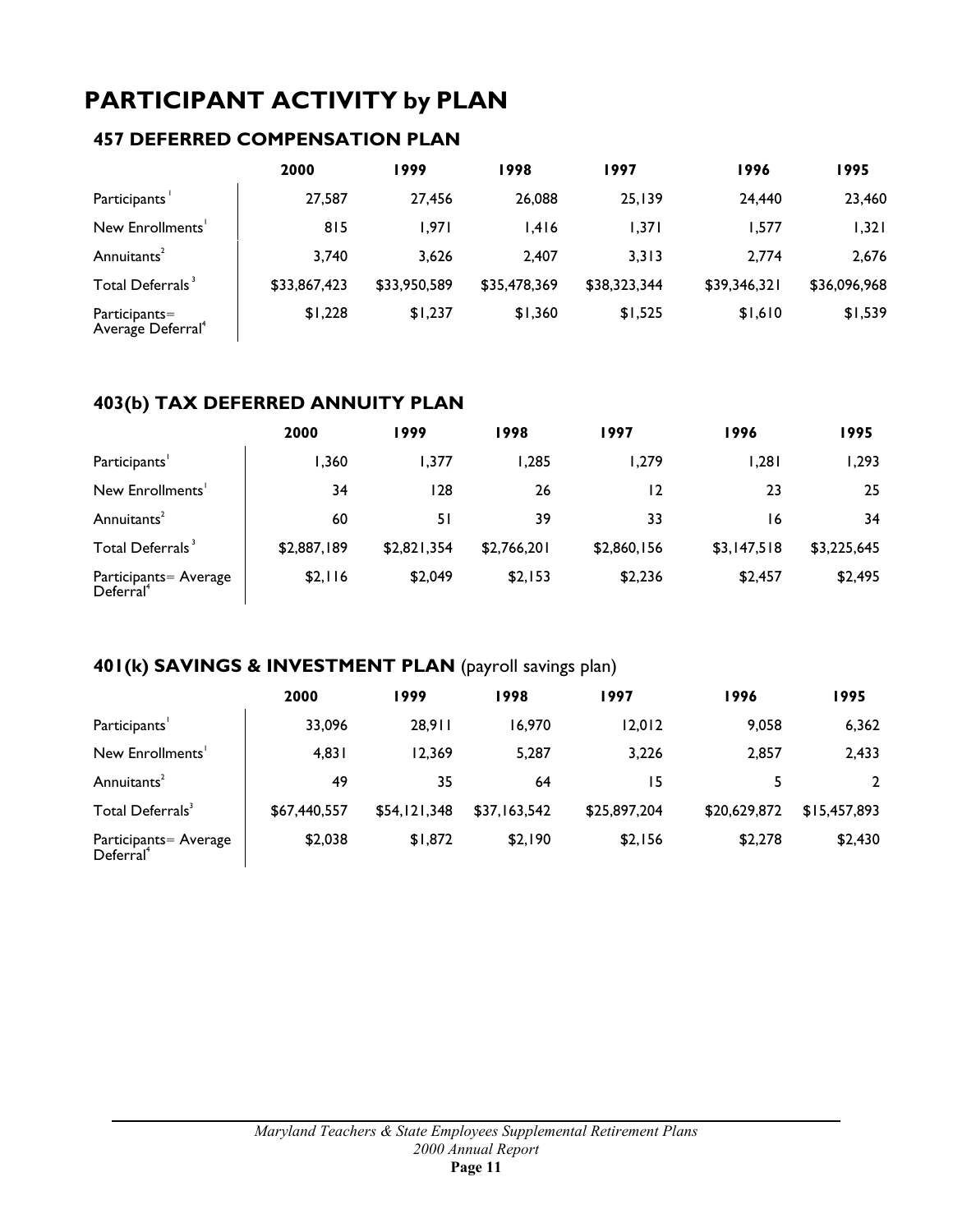# PARTICIPANT ACTIVITY by PLAN

## 457 DEFERRED COMPENSATION PLAN

| | 2000 | 1999 | 1998 | 1997 | 1996 | 1995 |
|---|---|---|---|---|---|---|
| Participants[1] | 27,587 | 27,456 | 26,088 | 25,139 | 24,440 | 23,460 |
| New Enrollments[1] | 815 | 1,971 | 1,416 | 1,371 | 1,577 | 1,321 |
| Annuitants[2] | 3,740 | 3,626 | 2,407 | 3,313 | 2,774 | 2,676 |
| Total Deferrals[3] | $33,867,423 | $33,950,589 | $35,478,369 | $38,323,344 | $39,346,321 | $36,096,968 |
| Participants= Average Deferral[4] | $1,228 | $1,237 | $1,360 | $1,525 | $1,610 | $1,539 |

## 403(b) TAX DEFERRED ANNUITY PLAN

| | 2000 | 1999 | 1998 | 1997 | 1996 | 1995 |
|---|---|---|---|---|---|---|
| Participants[1] | 1,360 | 1,377 | 1,285 | 1,279 | 1,281 | 1,293 |
| New Enrollments[1] | 34 | 128 | 26 | 12 | 23 | 25 |
| Annuitants[2] | 60 | 51 | 39 | 33 | 16 | 34 |
| Total Deferrals[3] | $2,887,189 | $2,821,354 | $2,766,201 | $2,860,156 | $3,147,518 | $3,225,645 |
| Participants= Average Deferral[4] | $2,116 | $2,049 | $2,153 | $2,236 | $2,457 | $2,495 |

## 401(k) SAVINGS & INVESTMENT PLAN (payroll savings plan)

| | 2000 | 1999 | 1998 | 1997 | 1996 | 1995 |
|---|---|---|---|---|---|---|
| Participants[1] | 33,096 | 28,911 | 16,970 | 12,012 | 9,058 | 6,362 |
| New Enrollments[1] | 4,831 | 12,369 | 5,287 | 3,226 | 2,857 | 2,433 |
| Annuitants[2] | 49 | 35 | 64 | 15 | 5 | 2 |
| Total Deferrals[3] | $67,440,557 | $54,121,348 | $37,163,542 | $25,897,204 | $20,629,872 | $15,457,893 |
| Participants= Average Deferral[4] | $2,038 | $1,872 | $2,190 | $2,156 | $2,278 | $2,430 |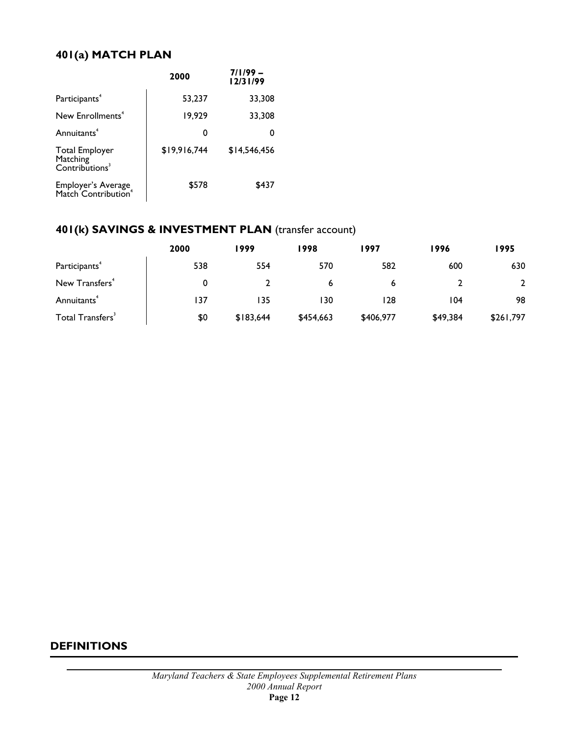## 401(a) MATCH PLAN

| | 2000 | 7/1/99 – 12/31/99 |
|---|---|---|
| Participants[4] | 53,237 | 33,308 |
| New Enrollments[4] | 19,929 | 33,308 |
| Annuitants[4] | 0 | 0 |
| Total Employer Matching Contributions[3] | $19,916,744 | $14,546,456 |
| Employer's Average Match Contribution[4] | $578 | $437 |

## 401(k) SAVINGS & INVESTMENT PLAN (transfer account)

| | 2000 | 1999 | 1998 | 1997 | 1996 | 1995 |
|---|---|---|---|---|---|---|
| Participants[4] | 538 | 554 | 570 | 582 | 600 | 630 |
| New Transfers[4] | 0 | 2 | 6 | 6 | 2 | 2 |
| Annuitants[4] | 137 | 135 | 130 | 128 | 104 | 98 |
| Total Transfers[3] | $0 | $183,644 | $454,663 | $406,977 | $49,384 | $261,797 |

## DEFINITIONS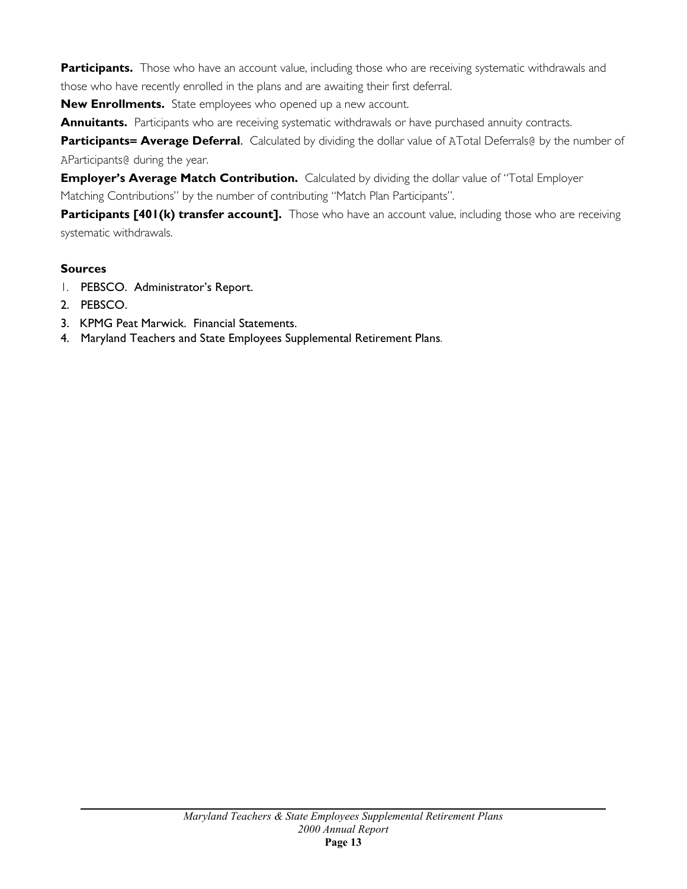**Participants.** Those who have an account value, including those who are receiving systematic withdrawals and those who have recently enrolled in the plans and are awaiting their first deferral.

**New Enrollments.** State employees who opened up a new account.

**Annuitants.** Participants who are receiving systematic withdrawals or have purchased annuity contracts.

**Participants= Average Deferral**. Calculated by dividing the dollar value of ATotal Deferrals@ by the number of AParticipants@ during the year.

**Employer's Average Match Contribution.** Calculated by dividing the dollar value of "Total Employer Matching Contributions" by the number of contributing "Match Plan Participants".

**Participants [401(k) transfer account].** Those who have an account value, including those who are receiving systematic withdrawals.

### Sources

1. PEBSCO. Administrator's Report.
2. PEBSCO.
3. KPMG Peat Marwick. Financial Statements.
4. Maryland Teachers and State Employees Supplemental Retirement Plans.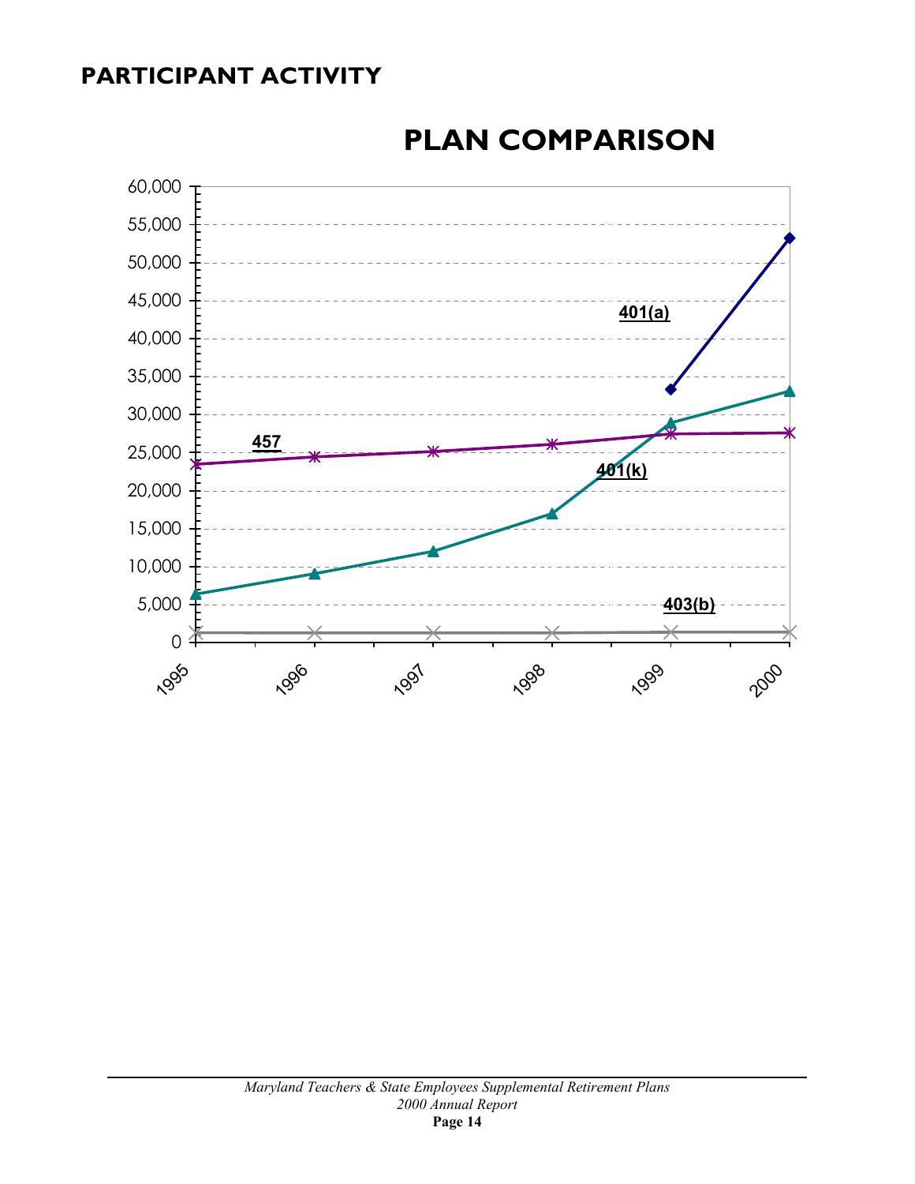## PARTICIPANT ACTIVITY

### PLAN COMPARISON

60,000
55,000
50,000
45,000
40,000
35,000
30,000
25,000
20,000
15,000
10,000
5,000
0

1995 1996 1997 1998 1999 2000

401(a)

457

401(k)

403(b)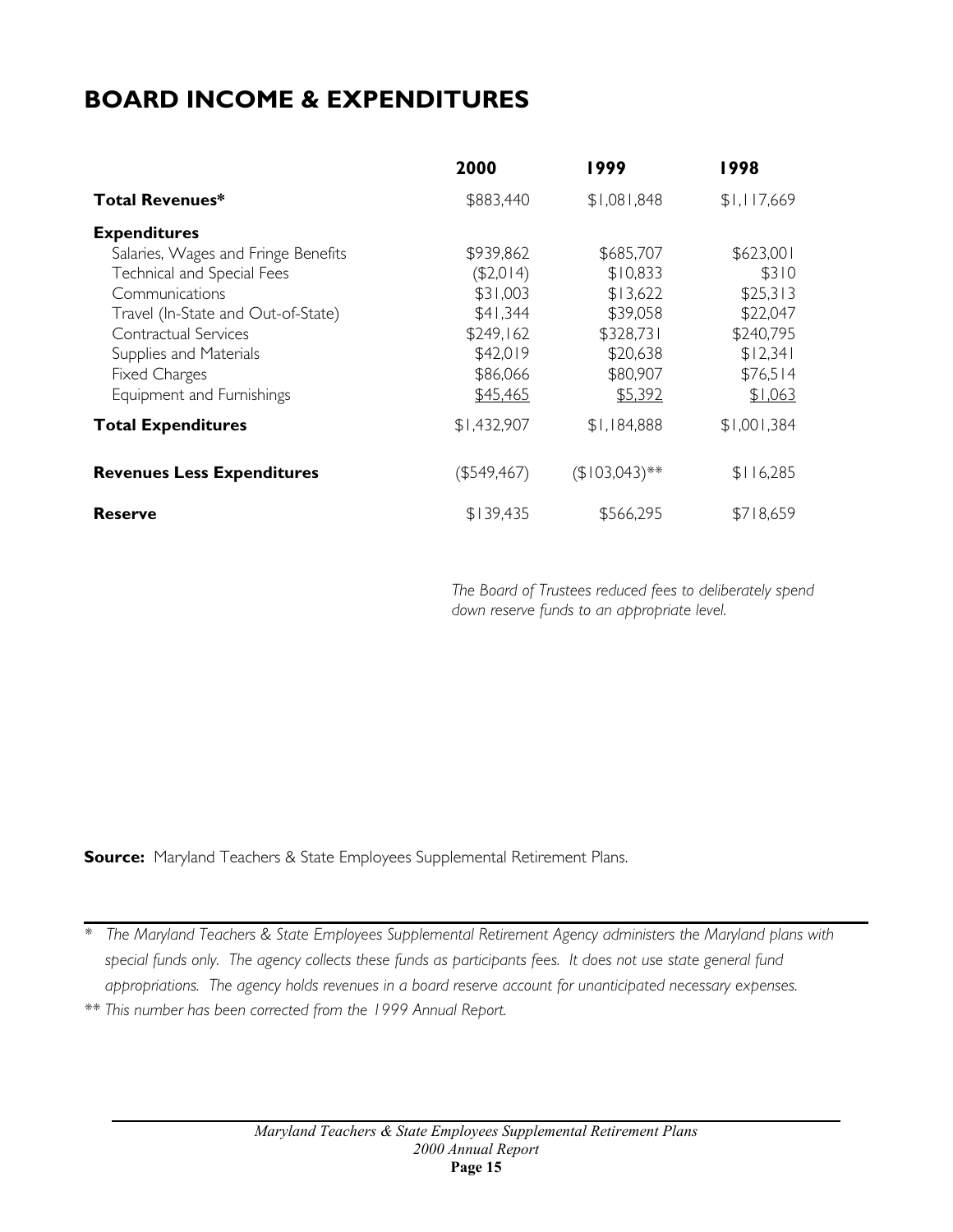# BOARD INCOME & EXPENDITURES

| | 2000 | 1999 | 1998 |
|---|---|---|---|
| **Total Revenues*** | \$883,440 | \$1,081,848 | \$1,117,669 |
| **Expenditures** | | | |
| Salaries, Wages and Fringe Benefits | \$939,862 | \$685,707 | \$623,001 |
| Technical and Special Fees | (\$2,014) | \$10,833 | \$310 |
| Communications | \$31,003 | \$13,622 | \$25,313 |
| Travel (In-State and Out-of-State) | \$41,344 | \$39,058 | \$22,047 |
| Contractual Services | \$249,162 | \$328,731 | \$240,795 |
| Supplies and Materials | \$42,019 | \$20,638 | \$12,341 |
| Fixed Charges | \$86,066 | \$80,907 | \$76,514 |
| Equipment and Furnishings | \$45,465 | \$5,392 | \$1,063 |
| **Total Expenditures** | \$1,432,907 | \$1,184,888 | \$1,001,384 |
| **Revenues Less Expenditures** | (\$549,467) | (\$103,043)** | \$116,285 |
| **Reserve** | \$139,435 | \$566,295 | \$718,659 |

*The Board of Trustees reduced fees to deliberately spend down reserve funds to an appropriate level.*

**Source:** Maryland Teachers & State Employees Supplemental Retirement Plans.

\* *The Maryland Teachers & State Employees Supplemental Retirement Agency administers the Maryland plans with special funds only. The agency collects these funds as participants fees. It does not use state general fund appropriations. The agency holds revenues in a board reserve account for unanticipated necessary expenses.*

\*\* *This number has been corrected from the 1999 Annual Report.*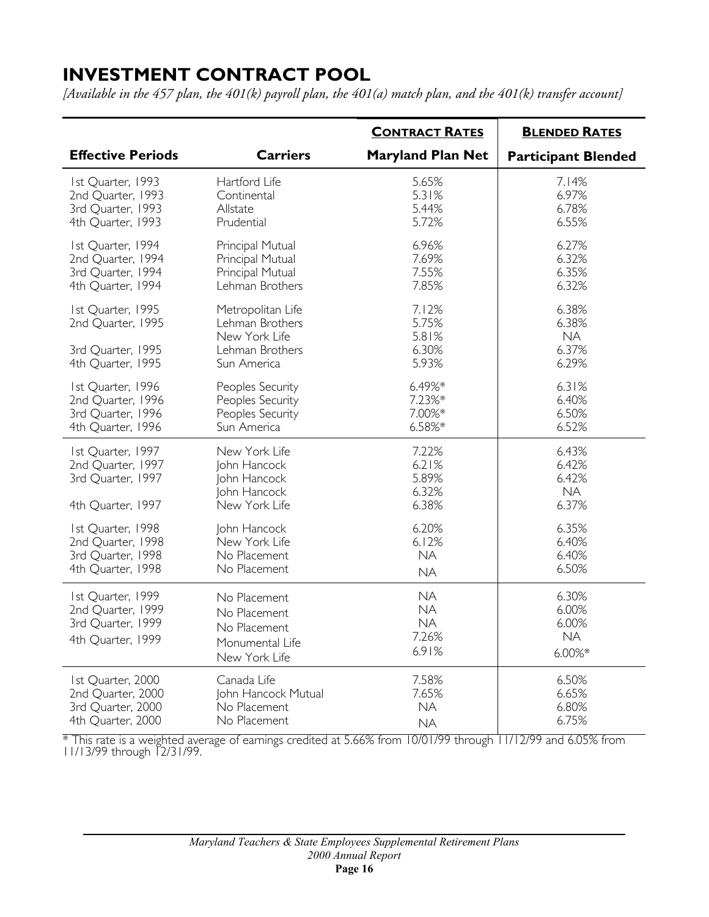# INVESTMENT CONTRACT POOL

*[Available in the 457 plan, the 401(k) payroll plan, the 401(a) match plan, and the 401(k) transfer account]*

| | | CONTRACT RATES | BLENDED RATES |
|---|---|---|---|
| **Effective Periods** | **Carriers** | **Maryland Plan Net** | **Participant Blended** |
| 1st Quarter, 1993 | Hartford Life | 5.65% | 7.14% |
| 2nd Quarter, 1993 | Continental | 5.31% | 6.97% |
| 3rd Quarter, 1993 | Allstate | 5.44% | 6.78% |
| 4th Quarter, 1993 | Prudential | 5.72% | 6.55% |
| 1st Quarter, 1994 | Principal Mutual | 6.96% | 6.27% |
| 2nd Quarter, 1994 | Principal Mutual | 7.69% | 6.32% |
| 3rd Quarter, 1994 | Principal Mutual | 7.55% | 6.35% |
| 4th Quarter, 1994 | Lehman Brothers | 7.85% | 6.32% |
| 1st Quarter, 1995 | Metropolitan Life | 7.12% | 6.38% |
| 2nd Quarter, 1995 | Lehman Brothers | 5.75% | 6.38% |
| | New York Life | 5.81% | NA |
| 3rd Quarter, 1995 | Lehman Brothers | 6.30% | 6.37% |
| 4th Quarter, 1995 | Sun America | 5.93% | 6.29% |
| 1st Quarter, 1996 | Peoples Security | 6.49%* | 6.31% |
| 2nd Quarter, 1996 | Peoples Security | 7.23%* | 6.40% |
| 3rd Quarter, 1996 | Peoples Security | 7.00%* | 6.50% |
| 4th Quarter, 1996 | Sun America | 6.58%* | 6.52% |
| 1st Quarter, 1997 | New York Life | 7.22% | 6.43% |
| 2nd Quarter, 1997 | John Hancock | 6.21% | 6.42% |
| 3rd Quarter, 1997 | John Hancock | 5.89% | 6.42% |
| | John Hancock | 6.32% | NA |
| 4th Quarter, 1997 | New York Life | 6.38% | 6.37% |
| 1st Quarter, 1998 | John Hancock | 6.20% | 6.35% |
| 2nd Quarter, 1998 | New York Life | 6.12% | 6.40% |
| 3rd Quarter, 1998 | No Placement | NA | 6.40% |
| 4th Quarter, 1998 | No Placement | NA | 6.50% |
| 1st Quarter, 1999 | No Placement | NA | 6.30% |
| 2nd Quarter, 1999 | No Placement | NA | 6.00% |
| 3rd Quarter, 1999 | No Placement | NA | 6.00% |
| 4th Quarter, 1999 | Monumental Life | 7.26% | NA |
| | New York Life | 6.91% | 6.00%* |
| 1st Quarter, 2000 | Canada Life | 7.58% | 6.50% |
| 2nd Quarter, 2000 | John Hancock Mutual | 7.65% | 6.65% |
| 3rd Quarter, 2000 | No Placement | NA | 6.80% |
| 4th Quarter, 2000 | No Placement | NA | 6.75% |

\* This rate is a weighted average of earnings credited at 5.66% from 10/01/99 through 11/12/99 and 6.05% from 11/13/99 through 12/31/99.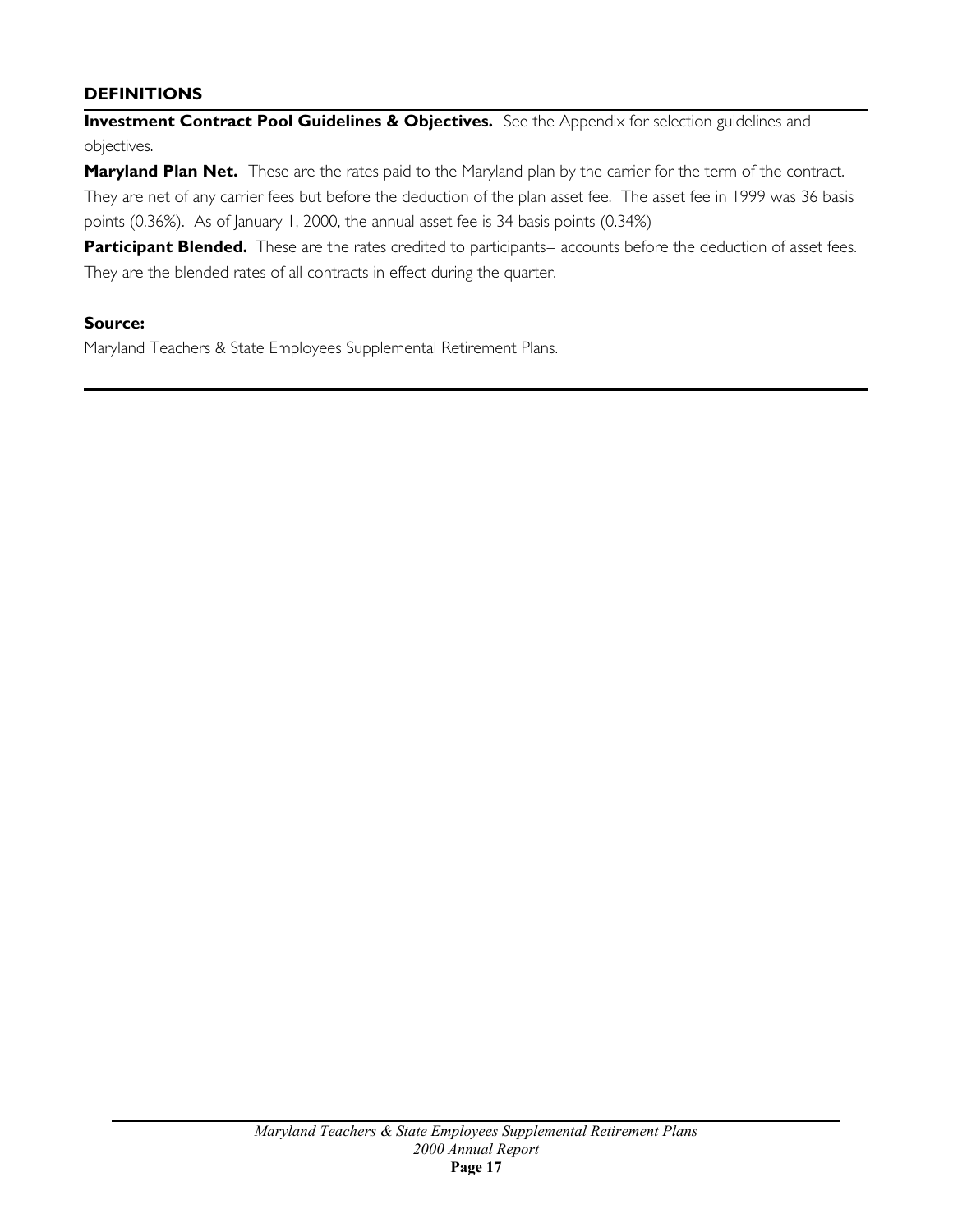## DEFINITIONS

**Investment Contract Pool Guidelines & Objectives.** See the Appendix for selection guidelines and objectives.

**Maryland Plan Net.** These are the rates paid to the Maryland plan by the carrier for the term of the contract. They are net of any carrier fees but before the deduction of the plan asset fee. The asset fee in 1999 was 36 basis points (0.36%). As of January 1, 2000, the annual asset fee is 34 basis points (0.34%)

**Participant Blended.** These are the rates credited to participants= accounts before the deduction of asset fees. They are the blended rates of all contracts in effect during the quarter.

**Source:**

Maryland Teachers & State Employees Supplemental Retirement Plans.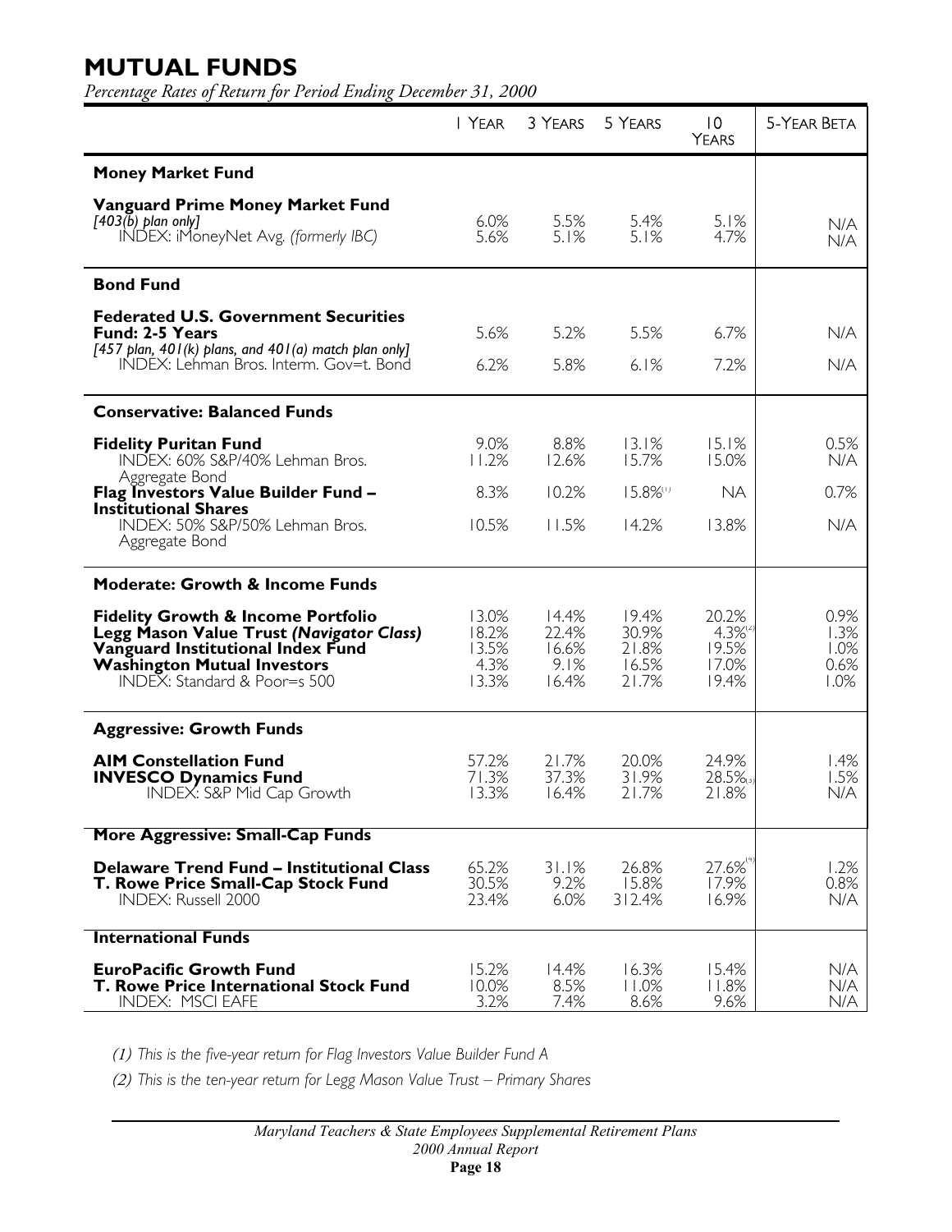# MUTUAL FUNDS

*Percentage Rates of Return for Period Ending December 31, 2000*

| | 1 Year | 3 Years | 5 Years | 10 Years | 5-Year Beta |
|---|---|---|---|---|---|
| **Money Market Fund** | | | | | |
| **Vanguard Prime Money Market Fund** *[403(b) plan only]* | 6.0% | 5.5% | 5.4% | 5.1% | N/A |
| INDEX: iMoneyNet Avg. *(formerly IBC)* | 5.6% | 5.1% | 5.1% | 4.7% | N/A |
| **Bond Fund** | | | | | |
| **Federated U.S. Government Securities Fund: 2-5 Years** *[457 plan, 401(k) plans, and 401(a) match plan only]* | 5.6% | 5.2% | 5.5% | 6.7% | N/A |
| INDEX: Lehman Bros. Interm. Gov=t. Bond | 6.2% | 5.8% | 6.1% | 7.2% | N/A |
| **Conservative: Balanced Funds** | | | | | |
| **Fidelity Puritan Fund** | 9.0% | 8.8% | 13.1% | 15.1% | 0.5% |
| INDEX: 60% S&P/40% Lehman Bros. Aggregate Bond | 11.2% | 12.6% | 15.7% | 15.0% | N/A |
| **Flag Investors Value Builder Fund – Institutional Shares** | 8.3% | 10.2% | 15.8%[1] | NA | 0.7% |
| INDEX: 50% S&P/50% Lehman Bros. Aggregate Bond | 10.5% | 11.5% | 14.2% | 13.8% | N/A |
| **Moderate: Growth & Income Funds** | | | | | |
| **Fidelity Growth & Income Portfolio** | 13.0% | 14.4% | 19.4% | 20.2% | 0.9% |
| **Legg Mason Value Trust *(Navigator Class)*** | 18.2% | 22.4% | 30.9% | 4.3%[2] | 1.3% |
| **Vanguard Institutional Index Fund** | 13.5% | 16.6% | 21.8% | 19.5% | 1.0% |
| **Washington Mutual Investors** | 4.3% | 9.1% | 16.5% | 17.0% | 0.6% |
| INDEX: Standard & Poor=s 500 | 13.3% | 16.4% | 21.7% | 19.4% | 1.0% |
| **Aggressive: Growth Funds** | | | | | |
| **AIM Constellation Fund** | 57.2% | 21.7% | 20.0% | 24.9% | 1.4% |
| **INVESCO Dynamics Fund** | 71.3% | 37.3% | 31.9% | 28.5%[3] | 1.5% |
| INDEX: S&P Mid Cap Growth | 13.3% | 16.4% | 21.7% | 21.8% | N/A |
| **More Aggressive: Small-Cap Funds** | | | | | |
| **Delaware Trend Fund – Institutional Class** | 65.2% | 31.1% | 26.8% | 27.6%[4] | 1.2% |
| **T. Rowe Price Small-Cap Stock Fund** | 30.5% | 9.2% | 15.8% | 17.9% | 0.8% |
| INDEX: Russell 2000 | 23.4% | 6.0% | 312.4% | 16.9% | N/A |
| **International Funds** | | | | | |
| **EuroPacific Growth Fund** | 15.2% | 14.4% | 16.3% | 15.4% | N/A |
| **T. Rowe Price International Stock Fund** | 10.0% | 8.5% | 11.0% | 11.8% | N/A |
| INDEX: MSCI EAFE | 3.2% | 7.4% | 8.6% | 9.6% | N/A |

*(1) This is the five-year return for Flag Investors Value Builder Fund A*

*(2) This is the ten-year return for Legg Mason Value Trust – Primary Shares*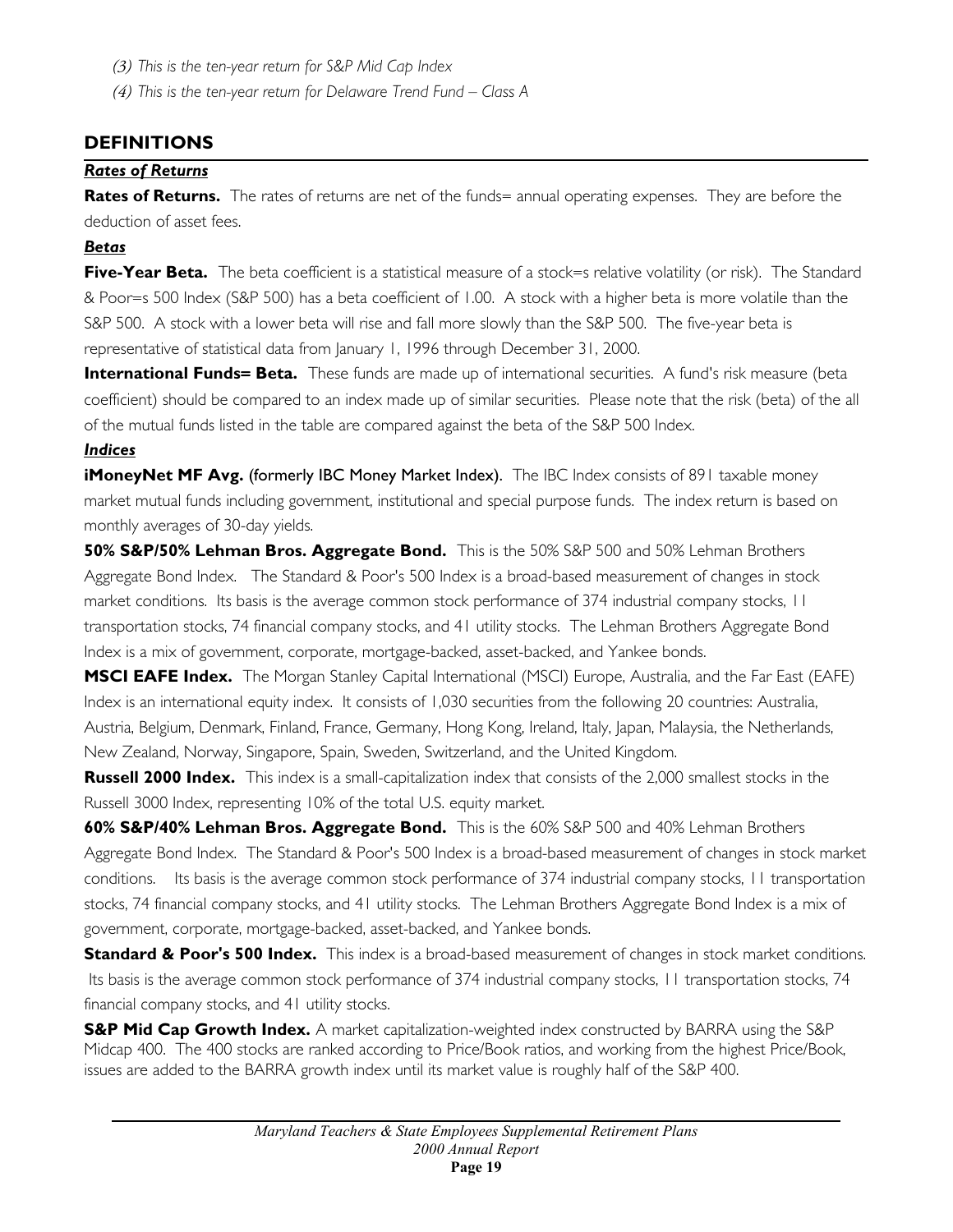*(3) This is the ten-year return for S&P Mid Cap Index*

*(4) This is the ten-year return for Delaware Trend Fund – Class A*

## DEFINITIONS

***Rates of Returns***

**Rates of Returns.** The rates of returns are net of the funds= annual operating expenses. They are before the deduction of asset fees.

***Betas***

**Five-Year Beta.** The beta coefficient is a statistical measure of a stock=s relative volatility (or risk). The Standard & Poor=s 500 Index (S&P 500) has a beta coefficient of 1.00. A stock with a higher beta is more volatile than the S&P 500. A stock with a lower beta will rise and fall more slowly than the S&P 500. The five-year beta is representative of statistical data from January 1, 1996 through December 31, 2000.

**International Funds= Beta.** These funds are made up of international securities. A fund's risk measure (beta coefficient) should be compared to an index made up of similar securities. Please note that the risk (beta) of the all of the mutual funds listed in the table are compared against the beta of the S&P 500 Index.

***Indices***

**iMoneyNet MF Avg.** (formerly IBC Money Market Index). The IBC Index consists of 891 taxable money market mutual funds including government, institutional and special purpose funds. The index return is based on monthly averages of 30-day yields.

**50% S&P/50% Lehman Bros. Aggregate Bond.** This is the 50% S&P 500 and 50% Lehman Brothers Aggregate Bond Index. The Standard & Poor's 500 Index is a broad-based measurement of changes in stock market conditions. Its basis is the average common stock performance of 374 industrial company stocks, 11 transportation stocks, 74 financial company stocks, and 41 utility stocks. The Lehman Brothers Aggregate Bond Index is a mix of government, corporate, mortgage-backed, asset-backed, and Yankee bonds.

**MSCI EAFE Index.** The Morgan Stanley Capital International (MSCI) Europe, Australia, and the Far East (EAFE) Index is an international equity index. It consists of 1,030 securities from the following 20 countries: Australia, Austria, Belgium, Denmark, Finland, France, Germany, Hong Kong, Ireland, Italy, Japan, Malaysia, the Netherlands, New Zealand, Norway, Singapore, Spain, Sweden, Switzerland, and the United Kingdom.

**Russell 2000 Index.** This index is a small-capitalization index that consists of the 2,000 smallest stocks in the Russell 3000 Index, representing 10% of the total U.S. equity market.

**60% S&P/40% Lehman Bros. Aggregate Bond.** This is the 60% S&P 500 and 40% Lehman Brothers Aggregate Bond Index. The Standard & Poor's 500 Index is a broad-based measurement of changes in stock market conditions. Its basis is the average common stock performance of 374 industrial company stocks, 11 transportation stocks, 74 financial company stocks, and 41 utility stocks. The Lehman Brothers Aggregate Bond Index is a mix of government, corporate, mortgage-backed, asset-backed, and Yankee bonds.

**Standard & Poor's 500 Index.** This index is a broad-based measurement of changes in stock market conditions. Its basis is the average common stock performance of 374 industrial company stocks, 11 transportation stocks, 74 financial company stocks, and 41 utility stocks.

**S&P Mid Cap Growth Index.** A market capitalization-weighted index constructed by BARRA using the S&P Midcap 400. The 400 stocks are ranked according to Price/Book ratios, and working from the highest Price/Book, issues are added to the BARRA growth index until its market value is roughly half of the S&P 400.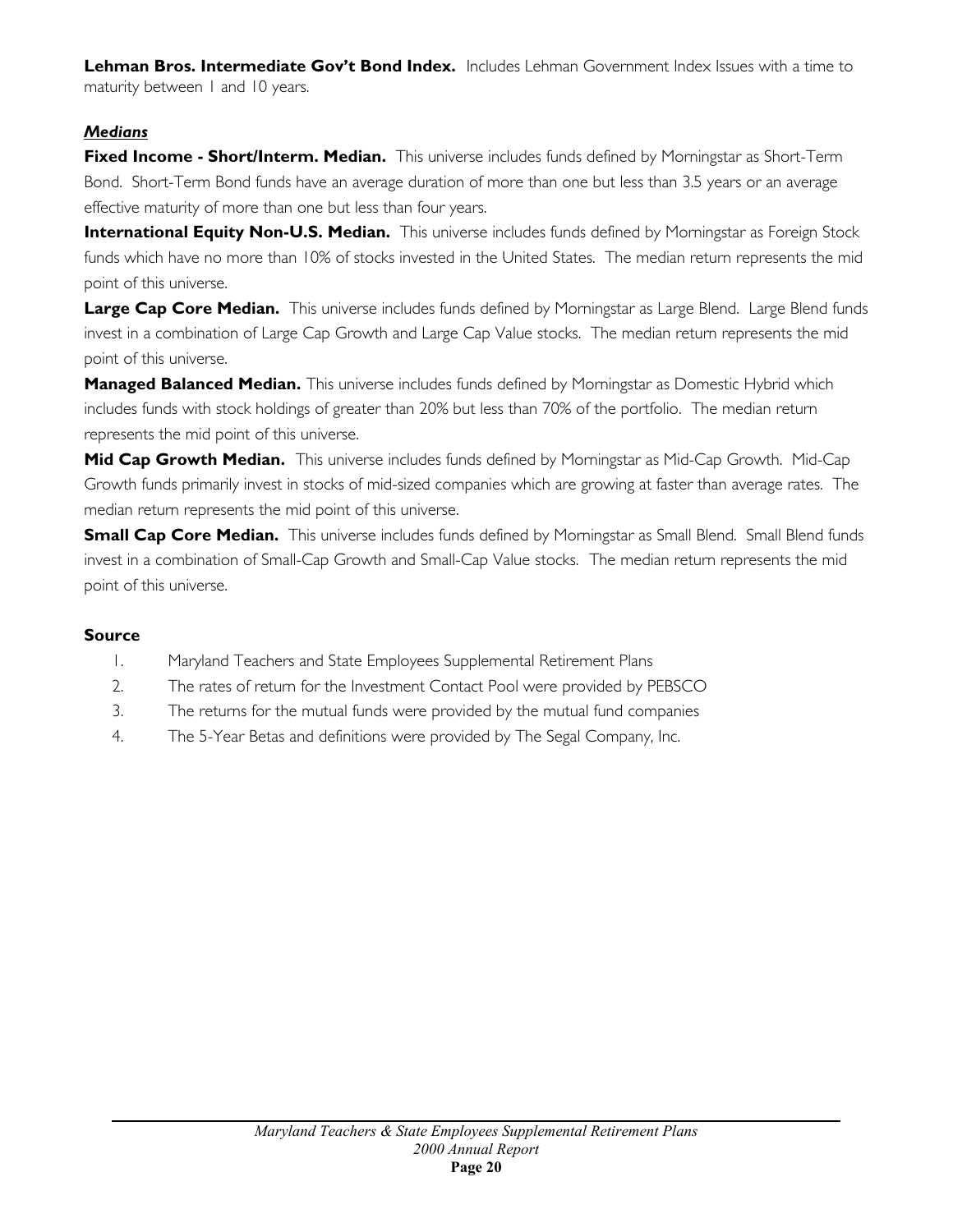**Lehman Bros. Intermediate Gov't Bond Index.** Includes Lehman Government Index Issues with a time to maturity between 1 and 10 years.

***Medians***

**Fixed Income - Short/Interm. Median.** This universe includes funds defined by Morningstar as Short-Term Bond. Short-Term Bond funds have an average duration of more than one but less than 3.5 years or an average effective maturity of more than one but less than four years.

**International Equity Non-U.S. Median.** This universe includes funds defined by Morningstar as Foreign Stock funds which have no more than 10% of stocks invested in the United States. The median return represents the mid point of this universe.

**Large Cap Core Median.** This universe includes funds defined by Morningstar as Large Blend. Large Blend funds invest in a combination of Large Cap Growth and Large Cap Value stocks. The median return represents the mid point of this universe.

**Managed Balanced Median.** This universe includes funds defined by Morningstar as Domestic Hybrid which includes funds with stock holdings of greater than 20% but less than 70% of the portfolio. The median return represents the mid point of this universe.

**Mid Cap Growth Median.** This universe includes funds defined by Morningstar as Mid-Cap Growth. Mid-Cap Growth funds primarily invest in stocks of mid-sized companies which are growing at faster than average rates. The median return represents the mid point of this universe.

**Small Cap Core Median.** This universe includes funds defined by Morningstar as Small Blend. Small Blend funds invest in a combination of Small-Cap Growth and Small-Cap Value stocks. The median return represents the mid point of this universe.

**Source**

1. Maryland Teachers and State Employees Supplemental Retirement Plans
2. The rates of return for the Investment Contact Pool were provided by PEBSCO
3. The returns for the mutual funds were provided by the mutual fund companies
4. The 5-Year Betas and definitions were provided by The Segal Company, Inc.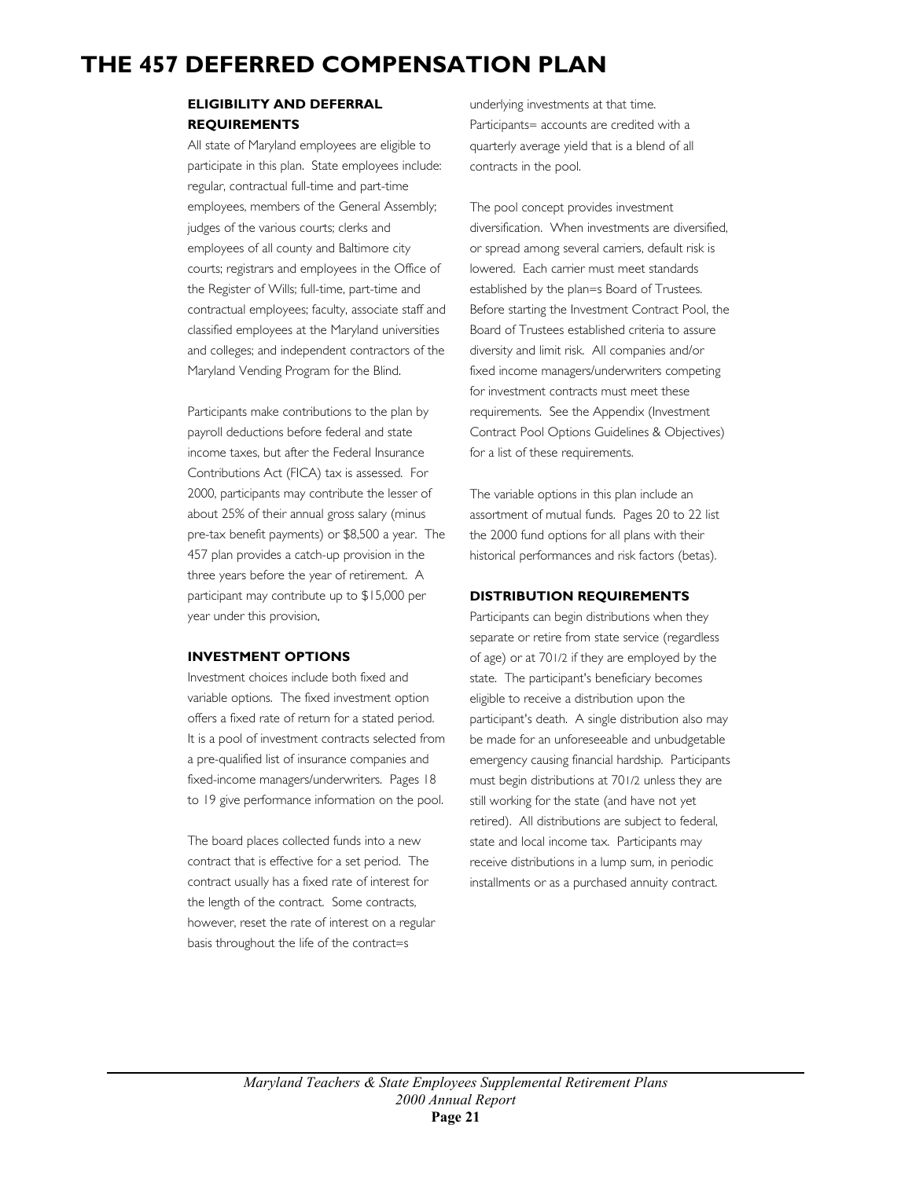# THE 457 DEFERRED COMPENSATION PLAN

### ELIGIBILITY AND DEFERRAL REQUIREMENTS

All state of Maryland employees are eligible to participate in this plan. State employees include: regular, contractual full-time and part-time employees, members of the General Assembly; judges of the various courts; clerks and employees of all county and Baltimore city courts; registrars and employees in the Office of the Register of Wills; full-time, part-time and contractual employees; faculty, associate staff and classified employees at the Maryland universities and colleges; and independent contractors of the Maryland Vending Program for the Blind.

Participants make contributions to the plan by payroll deductions before federal and state income taxes, but after the Federal Insurance Contributions Act (FICA) tax is assessed. For 2000, participants may contribute the lesser of about 25% of their annual gross salary (minus pre-tax benefit payments) or $8,500 a year. The 457 plan provides a catch-up provision in the three years before the year of retirement. A participant may contribute up to $15,000 per year under this provision,

### INVESTMENT OPTIONS

Investment choices include both fixed and variable options. The fixed investment option offers a fixed rate of return for a stated period. It is a pool of investment contracts selected from a pre-qualified list of insurance companies and fixed-income managers/underwriters. Pages 18 to 19 give performance information on the pool.

The board places collected funds into a new contract that is effective for a set period. The contract usually has a fixed rate of interest for the length of the contract. Some contracts, however, reset the rate of interest on a regular basis throughout the life of the contract=s underlying investments at that time. Participants= accounts are credited with a quarterly average yield that is a blend of all contracts in the pool.

The pool concept provides investment diversification. When investments are diversified, or spread among several carriers, default risk is lowered. Each carrier must meet standards established by the plan=s Board of Trustees. Before starting the Investment Contract Pool, the Board of Trustees established criteria to assure diversity and limit risk. All companies and/or fixed income managers/underwriters competing for investment contracts must meet these requirements. See the Appendix (Investment Contract Pool Options Guidelines & Objectives) for a list of these requirements.

The variable options in this plan include an assortment of mutual funds. Pages 20 to 22 list the 2000 fund options for all plans with their historical performances and risk factors (betas).

### DISTRIBUTION REQUIREMENTS

Participants can begin distributions when they separate or retire from state service (regardless of age) or at 70 1/2 if they are employed by the state. The participant's beneficiary becomes eligible to receive a distribution upon the participant's death. A single distribution also may be made for an unforeseeable and unbudgetable emergency causing financial hardship. Participants must begin distributions at 70 1/2 unless they are still working for the state (and have not yet retired). All distributions are subject to federal, state and local income tax. Participants may receive distributions in a lump sum, in periodic installments or as a purchased annuity contract.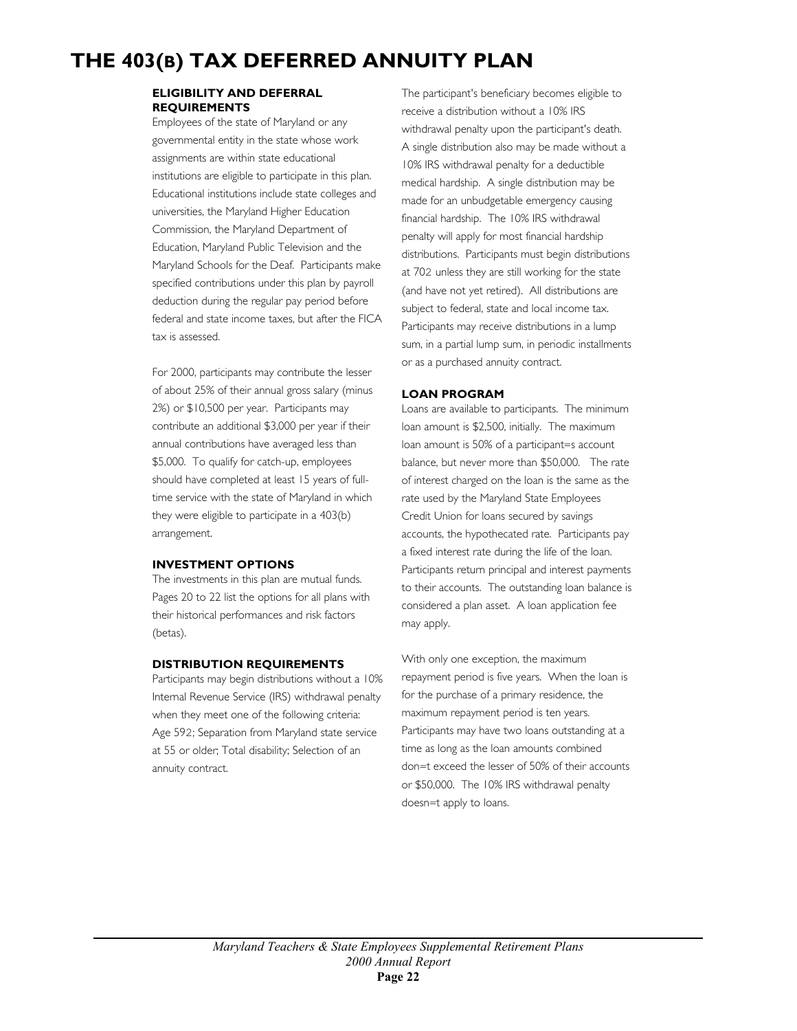# THE 403(B) TAX DEFERRED ANNUITY PLAN

**ELIGIBILITY AND DEFERRAL REQUIREMENTS**

Employees of the state of Maryland or any governmental entity in the state whose work assignments are within state educational institutions are eligible to participate in this plan. Educational institutions include state colleges and universities, the Maryland Higher Education Commission, the Maryland Department of Education, Maryland Public Television and the Maryland Schools for the Deaf. Participants make specified contributions under this plan by payroll deduction during the regular pay period before federal and state income taxes, but after the FICA tax is assessed.

For 2000, participants may contribute the lesser of about 25% of their annual gross salary (minus 2%) or $10,500 per year. Participants may contribute an additional $3,000 per year if their annual contributions have averaged less than $5,000. To qualify for catch-up, employees should have completed at least 15 years of full-time service with the state of Maryland in which they were eligible to participate in a 403(b) arrangement.

**INVESTMENT OPTIONS**

The investments in this plan are mutual funds. Pages 20 to 22 list the options for all plans with their historical performances and risk factors (betas).

**DISTRIBUTION REQUIREMENTS**

Participants may begin distributions without a 10% Internal Revenue Service (IRS) withdrawal penalty when they meet one of the following criteria: Age 592; Separation from Maryland state service at 55 or older; Total disability; Selection of an annuity contract.

The participant's beneficiary becomes eligible to receive a distribution without a 10% IRS withdrawal penalty upon the participant's death. A single distribution also may be made without a 10% IRS withdrawal penalty for a deductible medical hardship. A single distribution may be made for an unbudgetable emergency causing financial hardship. The 10% IRS withdrawal penalty will apply for most financial hardship distributions. Participants must begin distributions at 702 unless they are still working for the state (and have not yet retired). All distributions are subject to federal, state and local income tax. Participants may receive distributions in a lump sum, in a partial lump sum, in periodic installments or as a purchased annuity contract.

**LOAN PROGRAM**

Loans are available to participants. The minimum loan amount is $2,500, initially. The maximum loan amount is 50% of a participant=s account balance, but never more than $50,000. The rate of interest charged on the loan is the same as the rate used by the Maryland State Employees Credit Union for loans secured by savings accounts, the hypothecated rate. Participants pay a fixed interest rate during the life of the loan. Participants return principal and interest payments to their accounts. The outstanding loan balance is considered a plan asset. A loan application fee may apply.

With only one exception, the maximum repayment period is five years. When the loan is for the purchase of a primary residence, the maximum repayment period is ten years. Participants may have two loans outstanding at a time as long as the loan amounts combined don=t exceed the lesser of 50% of their accounts or $50,000. The 10% IRS withdrawal penalty doesn=t apply to loans.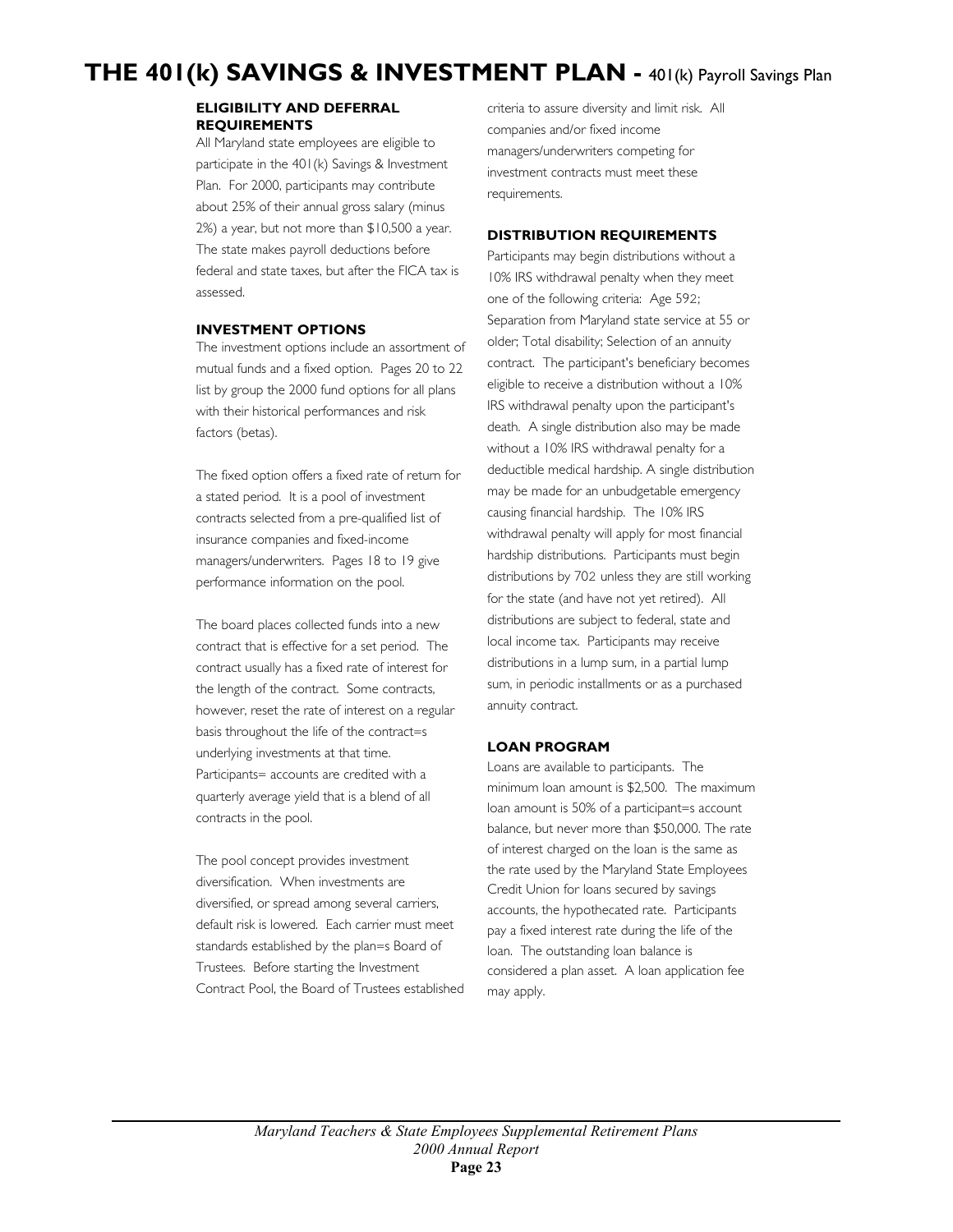# THE 401(k) SAVINGS & INVESTMENT PLAN - 401(k) Payroll Savings Plan

### ELIGIBILITY AND DEFERRAL REQUIREMENTS

All Maryland state employees are eligible to participate in the 401(k) Savings & Investment Plan. For 2000, participants may contribute about 25% of their annual gross salary (minus 2%) a year, but not more than $10,500 a year. The state makes payroll deductions before federal and state taxes, but after the FICA tax is assessed.

### INVESTMENT OPTIONS

The investment options include an assortment of mutual funds and a fixed option. Pages 20 to 22 list by group the 2000 fund options for all plans with their historical performances and risk factors (betas).

The fixed option offers a fixed rate of return for a stated period. It is a pool of investment contracts selected from a pre-qualified list of insurance companies and fixed-income managers/underwriters. Pages 18 to 19 give performance information on the pool.

The board places collected funds into a new contract that is effective for a set period. The contract usually has a fixed rate of interest for the length of the contract. Some contracts, however, reset the rate of interest on a regular basis throughout the life of the contract=s underlying investments at that time. Participants= accounts are credited with a quarterly average yield that is a blend of all contracts in the pool.

The pool concept provides investment diversification. When investments are diversified, or spread among several carriers, default risk is lowered. Each carrier must meet standards established by the plan=s Board of Trustees. Before starting the Investment Contract Pool, the Board of Trustees established criteria to assure diversity and limit risk. All companies and/or fixed income managers/underwriters competing for investment contracts must meet these requirements.

### DISTRIBUTION REQUIREMENTS

Participants may begin distributions without a 10% IRS withdrawal penalty when they meet one of the following criteria: Age 592; Separation from Maryland state service at 55 or older; Total disability; Selection of an annuity contract. The participant's beneficiary becomes eligible to receive a distribution without a 10% IRS withdrawal penalty upon the participant's death. A single distribution also may be made without a 10% IRS withdrawal penalty for a deductible medical hardship. A single distribution may be made for an unbudgetable emergency causing financial hardship. The 10% IRS withdrawal penalty will apply for most financial hardship distributions. Participants must begin distributions by 702 unless they are still working for the state (and have not yet retired). All distributions are subject to federal, state and local income tax. Participants may receive distributions in a lump sum, in a partial lump sum, in periodic installments or as a purchased annuity contract.

### LOAN PROGRAM

Loans are available to participants. The minimum loan amount is $2,500. The maximum loan amount is 50% of a participant=s account balance, but never more than $50,000. The rate of interest charged on the loan is the same as the rate used by the Maryland State Employees Credit Union for loans secured by savings accounts, the hypothecated rate. Participants pay a fixed interest rate during the life of the loan. The outstanding loan balance is considered a plan asset. A loan application fee may apply.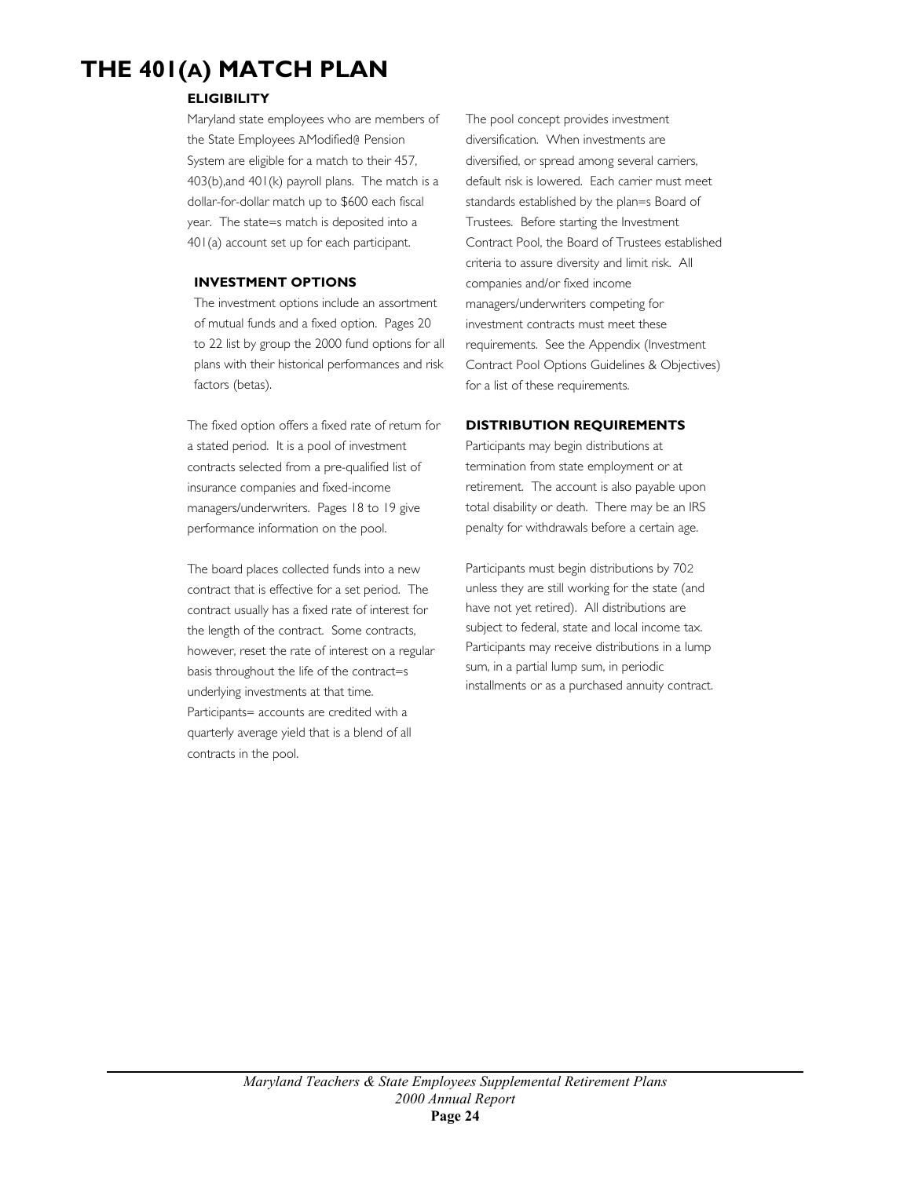# THE 401(A) MATCH PLAN

### ELIGIBILITY

Maryland state employees who are members of the State Employees AModified@ Pension System are eligible for a match to their 457, 403(b),and 401(k) payroll plans. The match is a dollar-for-dollar match up to $600 each fiscal year. The state=s match is deposited into a 401(a) account set up for each participant.

### INVESTMENT OPTIONS

The investment options include an assortment of mutual funds and a fixed option. Pages 20 to 22 list by group the 2000 fund options for all plans with their historical performances and risk factors (betas).

The fixed option offers a fixed rate of return for a stated period. It is a pool of investment contracts selected from a pre-qualified list of insurance companies and fixed-income managers/underwriters. Pages 18 to 19 give performance information on the pool.

The board places collected funds into a new contract that is effective for a set period. The contract usually has a fixed rate of interest for the length of the contract. Some contracts, however, reset the rate of interest on a regular basis throughout the life of the contract=s underlying investments at that time. Participants= accounts are credited with a quarterly average yield that is a blend of all contracts in the pool.

The pool concept provides investment diversification. When investments are diversified, or spread among several carriers, default risk is lowered. Each carrier must meet standards established by the plan=s Board of Trustees. Before starting the Investment Contract Pool, the Board of Trustees established criteria to assure diversity and limit risk. All companies and/or fixed income managers/underwriters competing for investment contracts must meet these requirements. See the Appendix (Investment Contract Pool Options Guidelines & Objectives) for a list of these requirements.

### DISTRIBUTION REQUIREMENTS

Participants may begin distributions at termination from state employment or at retirement. The account is also payable upon total disability or death. There may be an IRS penalty for withdrawals before a certain age.

Participants must begin distributions by 702 unless they are still working for the state (and have not yet retired). All distributions are subject to federal, state and local income tax. Participants may receive distributions in a lump sum, in a partial lump sum, in periodic installments or as a purchased annuity contract.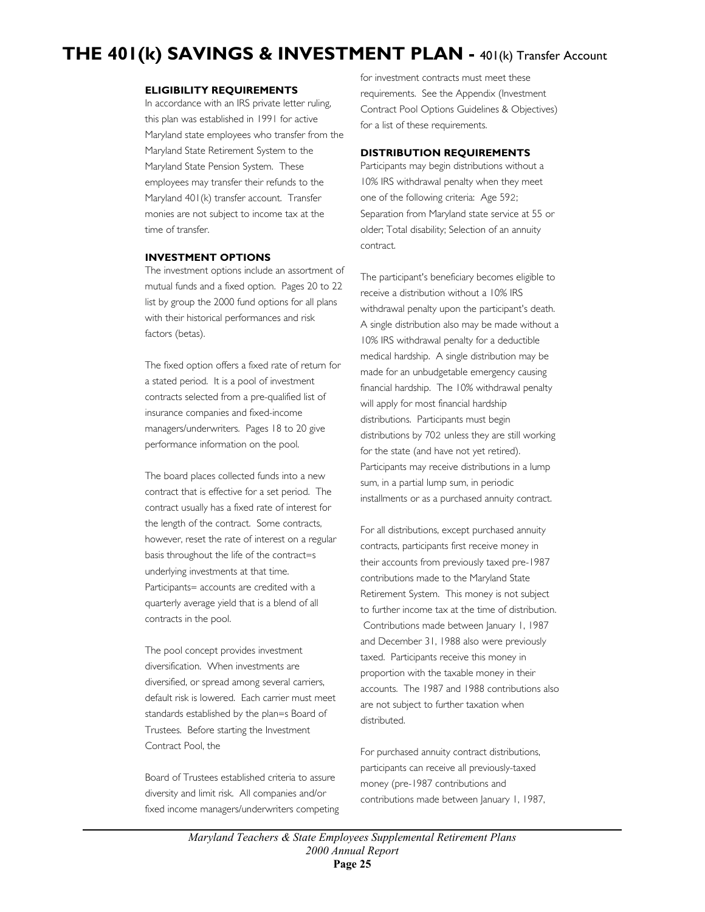# THE 401(k) SAVINGS & INVESTMENT PLAN - 401(k) Transfer Account

### ELIGIBILITY REQUIREMENTS

In accordance with an IRS private letter ruling, this plan was established in 1991 for active Maryland state employees who transfer from the Maryland State Retirement System to the Maryland State Pension System. These employees may transfer their refunds to the Maryland 401(k) transfer account. Transfer monies are not subject to income tax at the time of transfer.

### INVESTMENT OPTIONS

The investment options include an assortment of mutual funds and a fixed option. Pages 20 to 22 list by group the 2000 fund options for all plans with their historical performances and risk factors (betas).

The fixed option offers a fixed rate of return for a stated period. It is a pool of investment contracts selected from a pre-qualified list of insurance companies and fixed-income managers/underwriters. Pages 18 to 20 give performance information on the pool.

The board places collected funds into a new contract that is effective for a set period. The contract usually has a fixed rate of interest for the length of the contract. Some contracts, however, reset the rate of interest on a regular basis throughout the life of the contract=s underlying investments at that time. Participants= accounts are credited with a quarterly average yield that is a blend of all contracts in the pool.

The pool concept provides investment diversification. When investments are diversified, or spread among several carriers, default risk is lowered. Each carrier must meet standards established by the plan=s Board of Trustees. Before starting the Investment Contract Pool, the

Board of Trustees established criteria to assure diversity and limit risk. All companies and/or fixed income managers/underwriters competing for investment contracts must meet these requirements. See the Appendix (Investment Contract Pool Options Guidelines & Objectives) for a list of these requirements.

### DISTRIBUTION REQUIREMENTS

Participants may begin distributions without a 10% IRS withdrawal penalty when they meet one of the following criteria: Age 592; Separation from Maryland state service at 55 or older; Total disability; Selection of an annuity contract.

The participant's beneficiary becomes eligible to receive a distribution without a 10% IRS withdrawal penalty upon the participant's death. A single distribution also may be made without a 10% IRS withdrawal penalty for a deductible medical hardship. A single distribution may be made for an unbudgetable emergency causing financial hardship. The 10% withdrawal penalty will apply for most financial hardship distributions. Participants must begin distributions by 702 unless they are still working for the state (and have not yet retired). Participants may receive distributions in a lump sum, in a partial lump sum, in periodic installments or as a purchased annuity contract.

For all distributions, except purchased annuity contracts, participants first receive money in their accounts from previously taxed pre-1987 contributions made to the Maryland State Retirement System. This money is not subject to further income tax at the time of distribution. Contributions made between January 1, 1987 and December 31, 1988 also were previously taxed. Participants receive this money in proportion with the taxable money in their accounts. The 1987 and 1988 contributions also are not subject to further taxation when distributed.

For purchased annuity contract distributions, participants can receive all previously-taxed money (pre-1987 contributions and contributions made between January 1, 1987,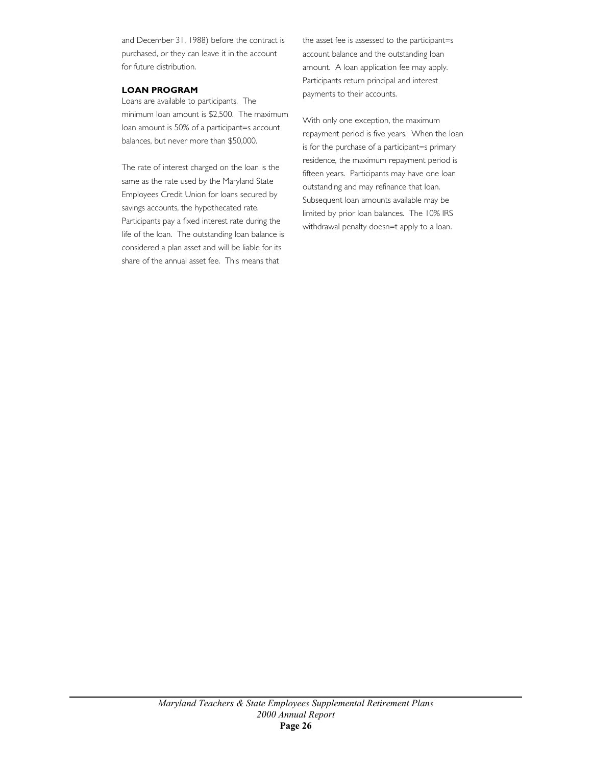and December 31, 1988) before the contract is purchased, or they can leave it in the account for future distribution.

**LOAN PROGRAM**

Loans are available to participants. The minimum loan amount is $2,500. The maximum loan amount is 50% of a participant=s account balances, but never more than $50,000.

The rate of interest charged on the loan is the same as the rate used by the Maryland State Employees Credit Union for loans secured by savings accounts, the hypothecated rate. Participants pay a fixed interest rate during the life of the loan. The outstanding loan balance is considered a plan asset and will be liable for its share of the annual asset fee. This means that the asset fee is assessed to the participant=s account balance and the outstanding loan amount. A loan application fee may apply. Participants return principal and interest payments to their accounts.

With only one exception, the maximum repayment period is five years. When the loan is for the purchase of a participant=s primary residence, the maximum repayment period is fifteen years. Participants may have one loan outstanding and may refinance that loan. Subsequent loan amounts available may be limited by prior loan balances. The 10% IRS withdrawal penalty doesn=t apply to a loan.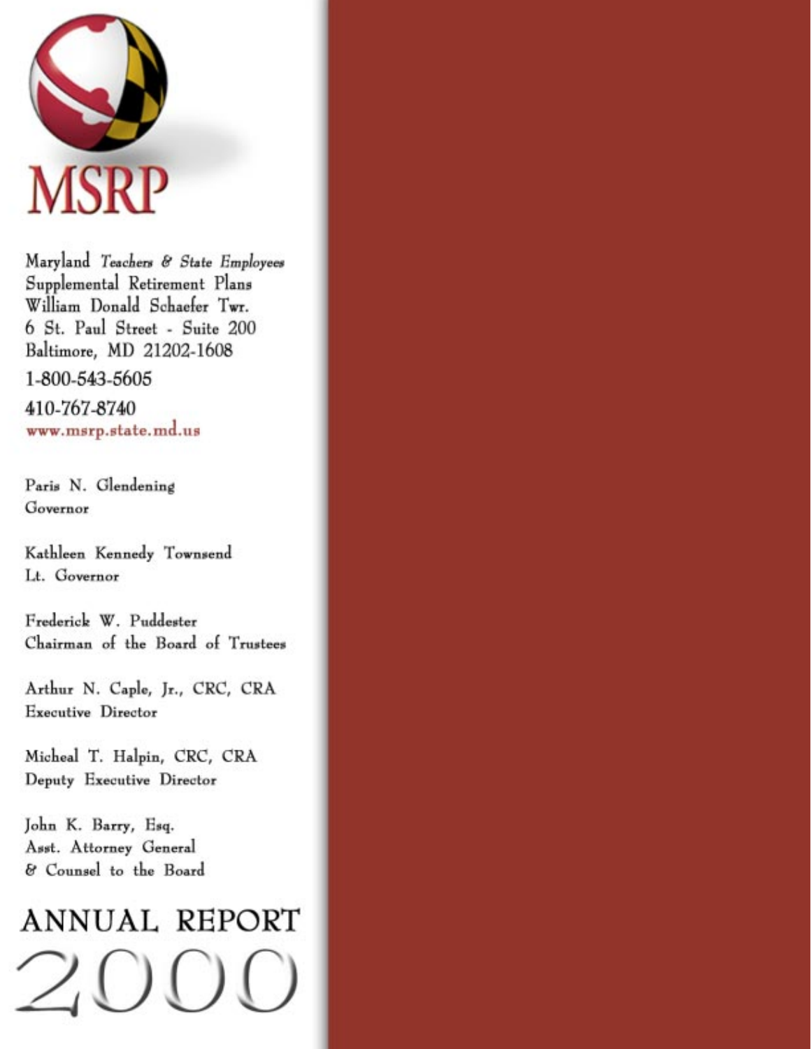# MSRP

Maryland *Teachers & State Employees*
Supplemental Retirement Plans
William Donald Schaefer Twr.
6 St. Paul Street - Suite 200
Baltimore, MD 21202-1608

1-800-543-5605

410-767-8740

www.msrp.state.md.us

Paris N. Glendening
Governor

Kathleen Kennedy Townsend
Lt. Governor

Frederick W. Puddester
Chairman of the Board of Trustees

Arthur N. Caple, Jr., CRC, CRA
Executive Director

Micheal T. Halpin, CRC, CRA
Deputy Executive Director

John K. Barry, Esq.
Asst. Attorney General
& Counsel to the Board

# ANNUAL REPORT 2000